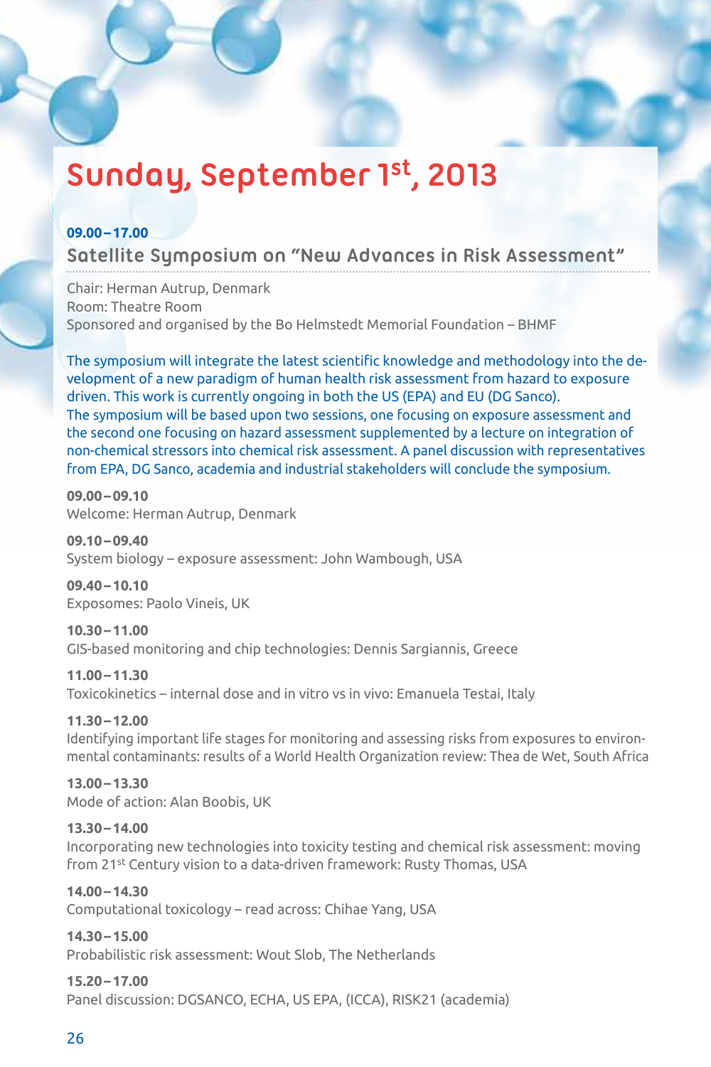# Sunday, September 1st, 2013

**09.00 – 17.00**

## Satellite Symposium on "New Advances in Risk Assessment"

Chair: Herman Autrup, Denmark
Room: Theatre Room
Sponsored and organised by the Bo Helmstedt Memorial Foundation – BHMF

The symposium will integrate the latest scientific knowledge and methodology into the development of a new paradigm of human health risk assessment from hazard to exposure driven. This work is currently ongoing in both the US (EPA) and EU (DG Sanco).
The symposium will be based upon two sessions, one focusing on exposure assessment and the second one focusing on hazard assessment supplemented by a lecture on integration of non-chemical stressors into chemical risk assessment. A panel discussion with representatives from EPA, DG Sanco, academia and industrial stakeholders will conclude the symposium.

**09.00 – 09.10**
Welcome: Herman Autrup, Denmark

**09.10 – 09.40**
System biology – exposure assessment: John Wambough, USA

**09.40 – 10.10**
Exposomes: Paolo Vineis, UK

**10.30 – 11.00**
GIS-based monitoring and chip technologies: Dennis Sargiannis, Greece

**11.00 – 11.30**
Toxicokinetics – internal dose and in vitro vs in vivo: Emanuela Testai, Italy

**11.30 – 12.00**
Identifying important life stages for monitoring and assessing risks from exposures to environmental contaminants: results of a World Health Organization review: Thea de Wet, South Africa

**13.00 – 13.30**
Mode of action: Alan Boobis, UK

**13.30 – 14.00**
Incorporating new technologies into toxicity testing and chemical risk assessment: moving from 21st Century vision to a data-driven framework: Rusty Thomas, USA

**14.00 – 14.30**
Computational toxicology – read across: Chihae Yang, USA

**14.30 – 15.00**
Probabilistic risk assessment: Wout Slob, The Netherlands

**15.20 – 17.00**
Panel discussion: DGSANCO, ECHA, US EPA, (ICCA), RISK21 (academia)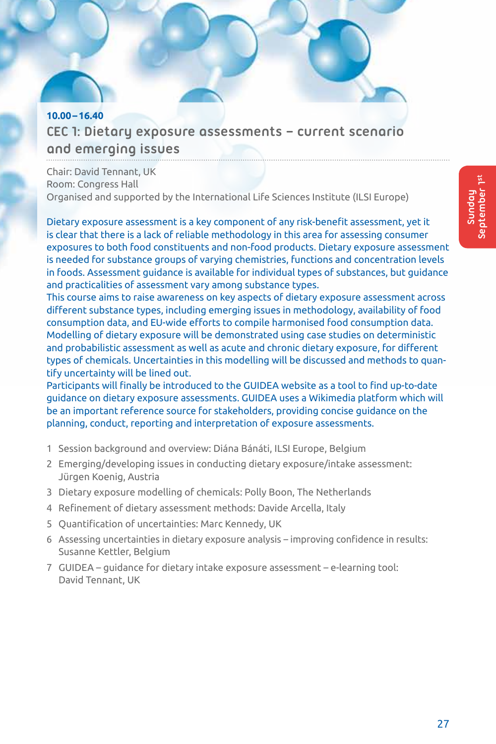**10.00–16.40**

## CEC 1: Dietary exposure assessments – current scenario and emerging issues

Chair: David Tennant, UK
Room: Congress Hall
Organised and supported by the International Life Sciences Institute (ILSI Europe)

Dietary exposure assessment is a key component of any risk-benefit assessment, yet it is clear that there is a lack of reliable methodology in this area for assessing consumer exposures to both food constituents and non-food products. Dietary exposure assessment is needed for substance groups of varying chemistries, functions and concentration levels in foods. Assessment guidance is available for individual types of substances, but guidance and practicalities of assessment vary among substance types.
This course aims to raise awareness on key aspects of dietary exposure assessment across different substance types, including emerging issues in methodology, availability of food consumption data, and EU-wide efforts to compile harmonised food consumption data. Modelling of dietary exposure will be demonstrated using case studies on deterministic and probabilistic assessment as well as acute and chronic dietary exposure, for different types of chemicals. Uncertainties in this modelling will be discussed and methods to quantify uncertainty will be lined out.
Participants will finally be introduced to the GUIDEA website as a tool to find up-to-date guidance on dietary exposure assessments. GUIDEA uses a Wikimedia platform which will be an important reference source for stakeholders, providing concise guidance on the planning, conduct, reporting and interpretation of exposure assessments.

1. Session background and overview: Diána Bánáti, ILSI Europe, Belgium
2. Emerging/developing issues in conducting dietary exposure/intake assessment: Jürgen Koenig, Austria
3. Dietary exposure modelling of chemicals: Polly Boon, The Netherlands
4. Refinement of dietary assessment methods: Davide Arcella, Italy
5. Quantification of uncertainties: Marc Kennedy, UK
6. Assessing uncertainties in dietary exposure analysis – improving confidence in results: Susanne Kettler, Belgium
7. GUIDEA – guidance for dietary intake exposure assessment – e-learning tool: David Tennant, UK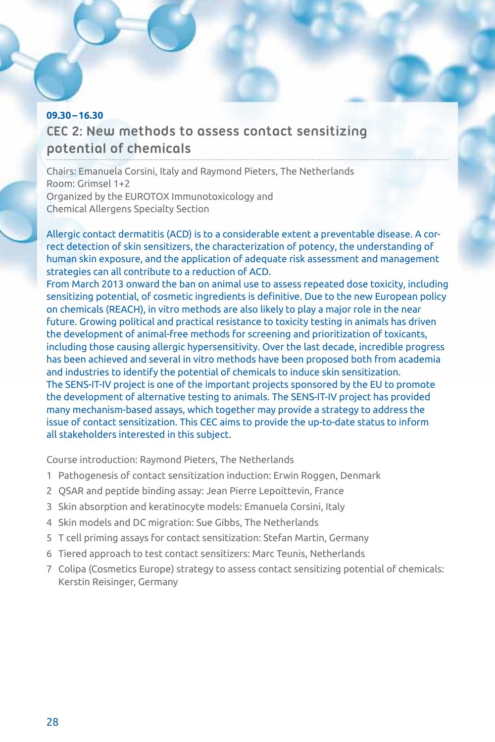**09.30 – 16.30**

## CEC 2: New methods to assess contact sensitizing potential of chemicals

Chairs: Emanuela Corsini, Italy and Raymond Pieters, The Netherlands
Room: Grimsel 1+2
Organized by the EUROTOX Immunotoxicology and Chemical Allergens Specialty Section

Allergic contact dermatitis (ACD) is to a considerable extent a preventable disease. A correct detection of skin sensitizers, the characterization of potency, the understanding of human skin exposure, and the application of adequate risk assessment and management strategies can all contribute to a reduction of ACD.
From March 2013 onward the ban on animal use to assess repeated dose toxicity, including sensitizing potential, of cosmetic ingredients is definitive. Due to the new European policy on chemicals (REACH), in vitro methods are also likely to play a major role in the near future. Growing political and practical resistance to toxicity testing in animals has driven the development of animal-free methods for screening and prioritization of toxicants, including those causing allergic hypersensitivity. Over the last decade, incredible progress has been achieved and several in vitro methods have been proposed both from academia and industries to identify the potential of chemicals to induce skin sensitization.
The SENS-IT-IV project is one of the important projects sponsored by the EU to promote the development of alternative testing to animals. The SENS-IT-IV project has provided many mechanism-based assays, which together may provide a strategy to address the issue of contact sensitization. This CEC aims to provide the up-to-date status to inform all stakeholders interested in this subject.

Course introduction: Raymond Pieters, The Netherlands

1. Pathogenesis of contact sensitization induction: Erwin Roggen, Denmark
2. QSAR and peptide binding assay: Jean Pierre Lepoittevin, France
3. Skin absorption and keratinocyte models: Emanuela Corsini, Italy
4. Skin models and DC migration: Sue Gibbs, The Netherlands
5. T cell priming assays for contact sensitization: Stefan Martin, Germany
6. Tiered approach to test contact sensitizers: Marc Teunis, Netherlands
7. Colipa (Cosmetics Europe) strategy to assess contact sensitizing potential of chemicals: Kerstin Reisinger, Germany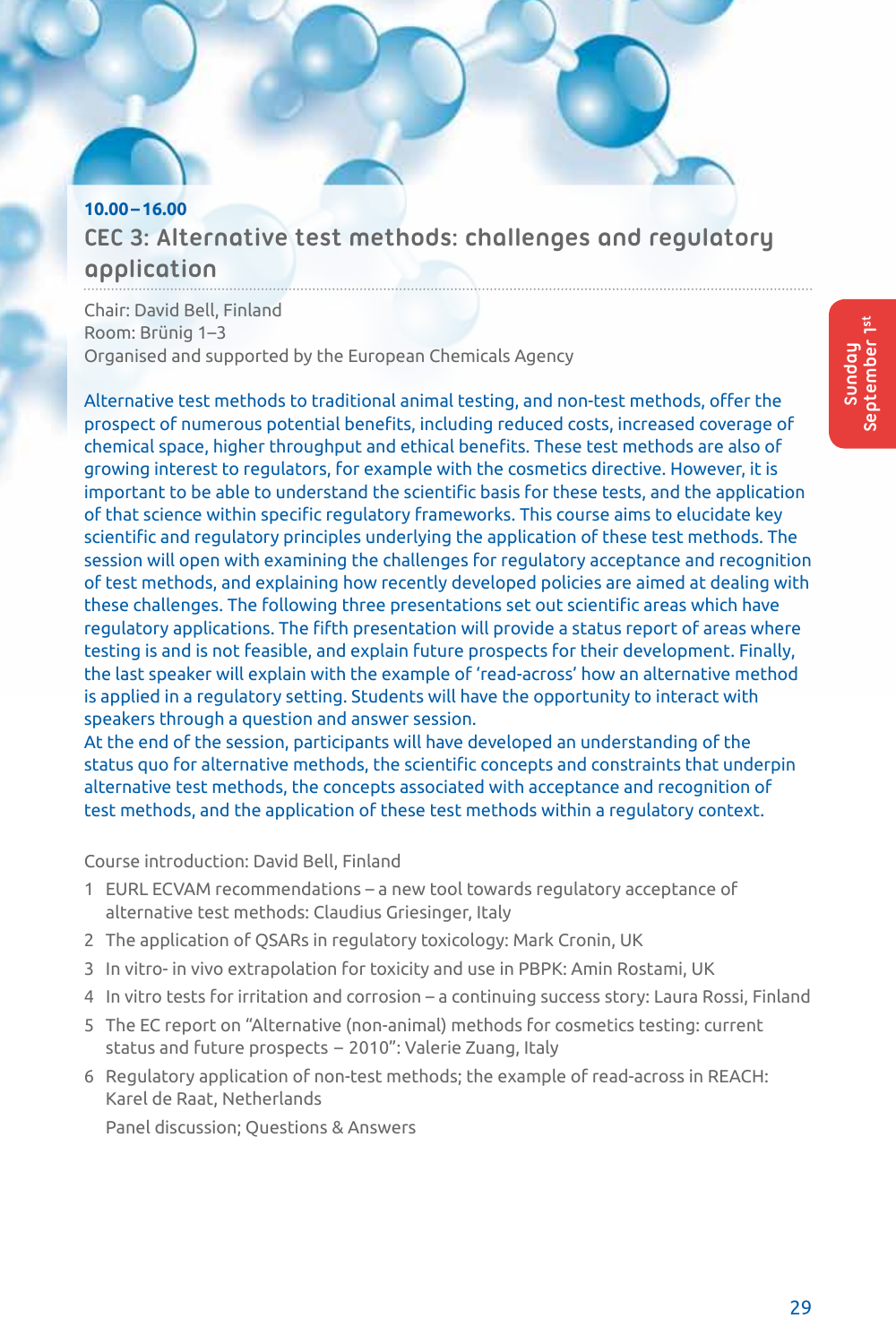**10.00 – 16.00**

## CEC 3: Alternative test methods: challenges and regulatory application

Chair: David Bell, Finland
Room: Brünig 1–3
Organised and supported by the European Chemicals Agency

Alternative test methods to traditional animal testing, and non-test methods, offer the prospect of numerous potential benefits, including reduced costs, increased coverage of chemical space, higher throughput and ethical benefits. These test methods are also of growing interest to regulators, for example with the cosmetics directive. However, it is important to be able to understand the scientific basis for these tests, and the application of that science within specific regulatory frameworks. This course aims to elucidate key scientific and regulatory principles underlying the application of these test methods. The session will open with examining the challenges for regulatory acceptance and recognition of test methods, and explaining how recently developed policies are aimed at dealing with these challenges. The following three presentations set out scientific areas which have regulatory applications. The fifth presentation will provide a status report of areas where testing is and is not feasible, and explain future prospects for their development. Finally, the last speaker will explain with the example of 'read-across' how an alternative method is applied in a regulatory setting. Students will have the opportunity to interact with speakers through a question and answer session.
At the end of the session, participants will have developed an understanding of the status quo for alternative methods, the scientific concepts and constraints that underpin alternative test methods, the concepts associated with acceptance and recognition of test methods, and the application of these test methods within a regulatory context.

Course introduction: David Bell, Finland

1. EURL ECVAM recommendations – a new tool towards regulatory acceptance of alternative test methods: Claudius Griesinger, Italy
2. The application of QSARs in regulatory toxicology: Mark Cronin, UK
3. In vitro- in vivo extrapolation for toxicity and use in PBPK: Amin Rostami, UK
4. In vitro tests for irritation and corrosion – a continuing success story: Laura Rossi, Finland
5. The EC report on "Alternative (non-animal) methods for cosmetics testing: current status and future prospects – 2010": Valerie Zuang, Italy
6. Regulatory application of non-test methods; the example of read-across in REACH: Karel de Raat, Netherlands

   Panel discussion; Questions & Answers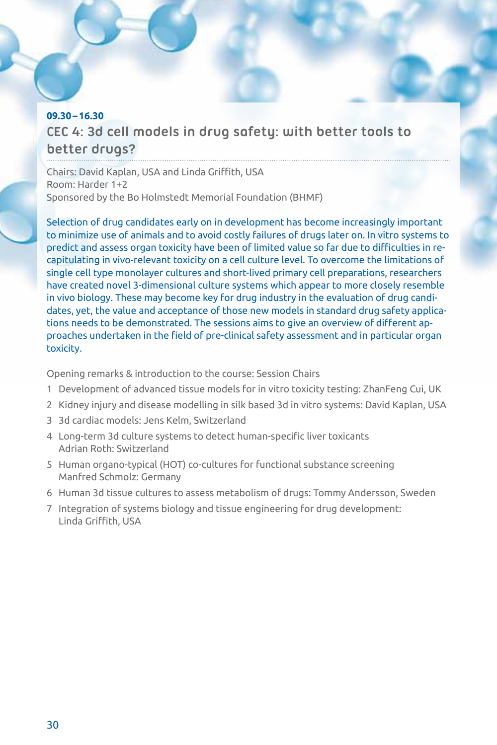**09.30 – 16.30**

## CEC 4: 3d cell models in drug safety: with better tools to better drugs?

Chairs: David Kaplan, USA and Linda Griffith, USA
Room: Harder 1+2
Sponsored by the Bo Holmstedt Memorial Foundation (BHMF)

Selection of drug candidates early on in development has become increasingly important to minimize use of animals and to avoid costly failures of drugs later on. In vitro systems to predict and assess organ toxicity have been of limited value so far due to difficulties in recapitulating in vivo-relevant toxicity on a cell culture level. To overcome the limitations of single cell type monolayer cultures and short-lived primary cell preparations, researchers have created novel 3-dimensional culture systems which appear to more closely resemble in vivo biology. These may become key for drug industry in the evaluation of drug candidates, yet, the value and acceptance of those new models in standard drug safety applications needs to be demonstrated. The sessions aims to give an overview of different approaches undertaken in the field of pre-clinical safety assessment and in particular organ toxicity.

Opening remarks & introduction to the course: Session Chairs

1. Development of advanced tissue models for in vitro toxicity testing: ZhanFeng Cui, UK
2. Kidney injury and disease modelling in silk based 3d in vitro systems: David Kaplan, USA
3. 3d cardiac models: Jens Kelm, Switzerland
4. Long-term 3d culture systems to detect human-specific liver toxicants
   Adrian Roth: Switzerland
5. Human organo-typical (HOT) co-cultures for functional substance screening
   Manfred Schmolz: Germany
6. Human 3d tissue cultures to assess metabolism of drugs: Tommy Andersson, Sweden
7. Integration of systems biology and tissue engineering for drug development:
   Linda Griffith, USA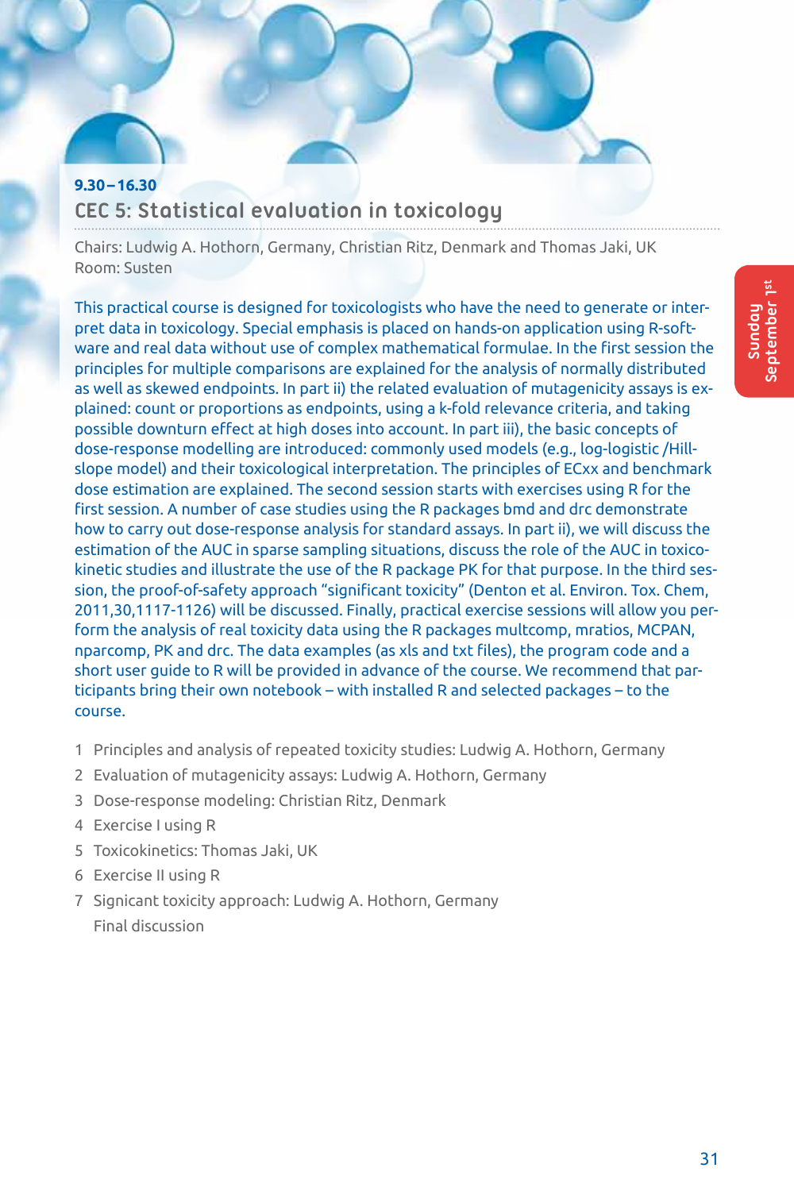**9.30–16.30**

## CEC 5: Statistical evaluation in toxicology

Chairs: Ludwig A. Hothorn, Germany, Christian Ritz, Denmark and Thomas Jaki, UK
Room: Susten

This practical course is designed for toxicologists who have the need to generate or interpret data in toxicology. Special emphasis is placed on hands-on application using R-software and real data without use of complex mathematical formulae. In the first session the principles for multiple comparisons are explained for the analysis of normally distributed as well as skewed endpoints. In part ii) the related evaluation of mutagenicity assays is explained: count or proportions as endpoints, using a k-fold relevance criteria, and taking possible downturn effect at high doses into account. In part iii), the basic concepts of dose-response modelling are introduced: commonly used models (e.g., log-logistic /Hill-slope model) and their toxicological interpretation. The principles of ECxx and benchmark dose estimation are explained. The second session starts with exercises using R for the first session. A number of case studies using the R packages bmd and drc demonstrate how to carry out dose-response analysis for standard assays. In part ii), we will discuss the estimation of the AUC in sparse sampling situations, discuss the role of the AUC in toxicokinetic studies and illustrate the use of the R package PK for that purpose. In the third session, the proof-of-safety approach "significant toxicity" (Denton et al. Environ. Tox. Chem, 2011,30,1117-1126) will be discussed. Finally, practical exercise sessions will allow you perform the analysis of real toxicity data using the R packages multcomp, mratios, MCPAN, nparcomp, PK and drc. The data examples (as xls and txt files), the program code and a short user guide to R will be provided in advance of the course. We recommend that participants bring their own notebook – with installed R and selected packages – to the course.

1. Principles and analysis of repeated toxicity studies: Ludwig A. Hothorn, Germany
2. Evaluation of mutagenicity assays: Ludwig A. Hothorn, Germany
3. Dose-response modeling: Christian Ritz, Denmark
4. Exercise I using R
5. Toxicokinetics: Thomas Jaki, UK
6. Exercise II using R
7. Signicant toxicity approach: Ludwig A. Hothorn, Germany
   Final discussion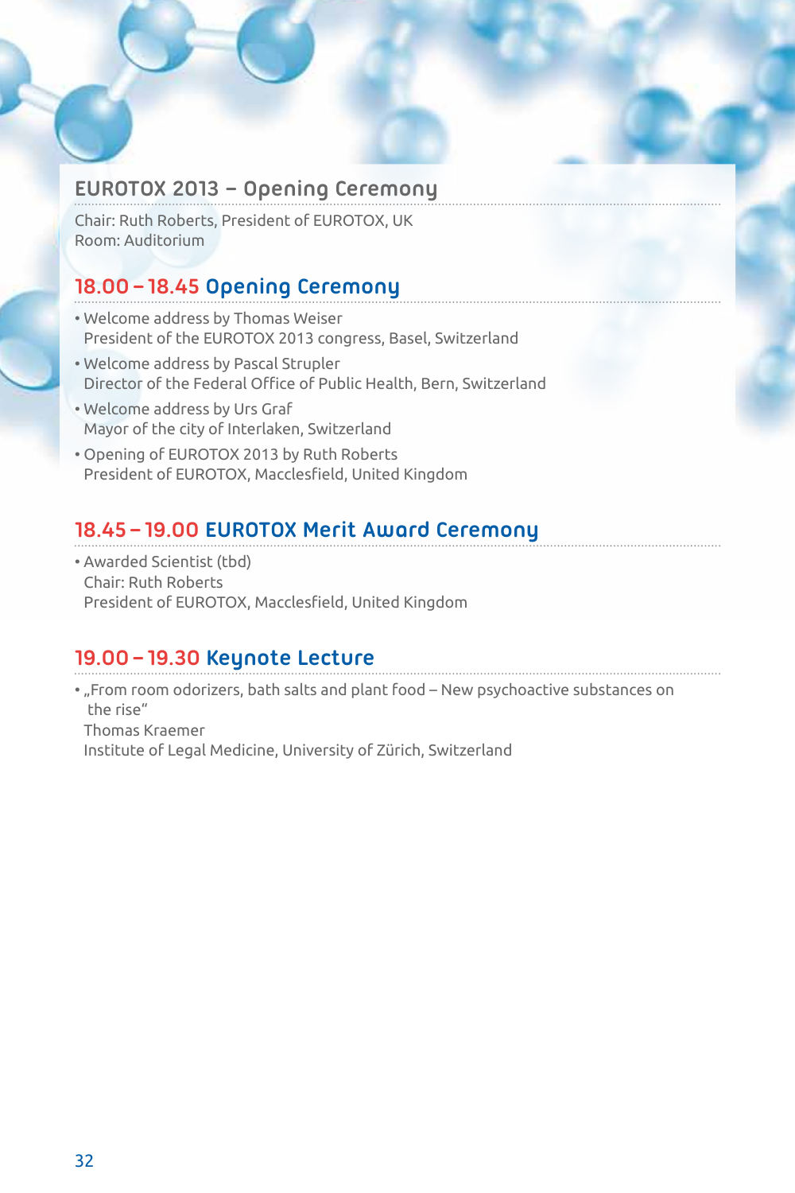## EUROTOX 2013 – Opening Ceremony

Chair: Ruth Roberts, President of EUROTOX, UK
Room: Auditorium

### 18.00 – 18.45 Opening Ceremony

- Welcome address by Thomas Weiser
  President of the EUROTOX 2013 congress, Basel, Switzerland
- Welcome address by Pascal Strupler
  Director of the Federal Office of Public Health, Bern, Switzerland
- Welcome address by Urs Graf
  Mayor of the city of Interlaken, Switzerland
- Opening of EUROTOX 2013 by Ruth Roberts
  President of EUROTOX, Macclesfield, United Kingdom

### 18.45 – 19.00 EUROTOX Merit Award Ceremony

- Awarded Scientist (tbd)
  Chair: Ruth Roberts
  President of EUROTOX, Macclesfield, United Kingdom

### 19.00 – 19.30 Keynote Lecture

- „From room odorizers, bath salts and plant food – New psychoactive substances on the rise"
  Thomas Kraemer
  Institute of Legal Medicine, University of Zürich, Switzerland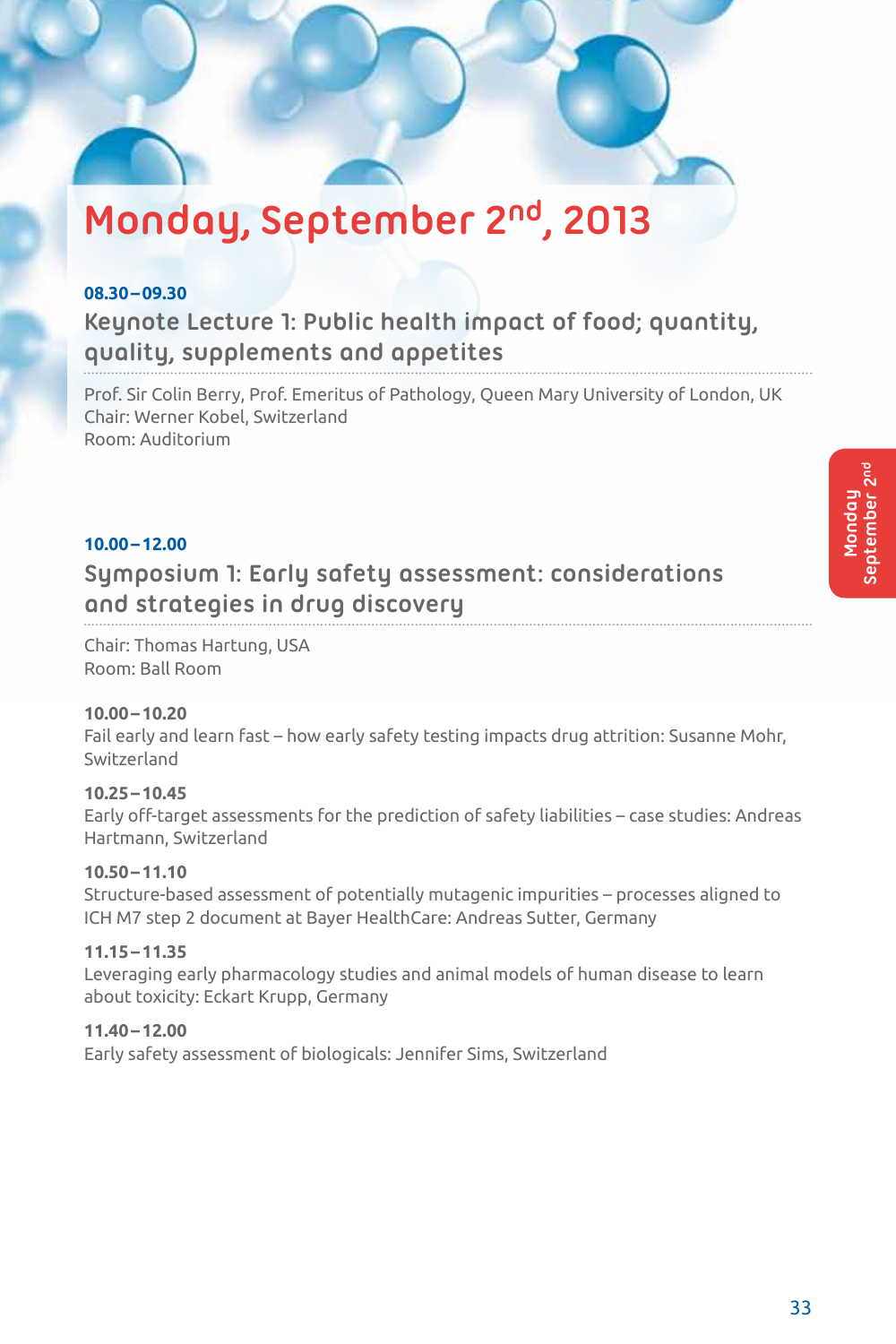# Monday, September 2nd, 2013

**08.30 – 09.30**

## Keynote Lecture 1: Public health impact of food; quantity, quality, supplements and appetites

Prof. Sir Colin Berry, Prof. Emeritus of Pathology, Queen Mary University of London, UK
Chair: Werner Kobel, Switzerland
Room: Auditorium

**10.00 – 12.00**

## Symposium 1: Early safety assessment: considerations and strategies in drug discovery

Chair: Thomas Hartung, USA
Room: Ball Room

**10.00 – 10.20**
Fail early and learn fast – how early safety testing impacts drug attrition: Susanne Mohr, Switzerland

**10.25 – 10.45**
Early off-target assessments for the prediction of safety liabilities – case studies: Andreas Hartmann, Switzerland

**10.50 – 11.10**
Structure-based assessment of potentially mutagenic impurities – processes aligned to ICH M7 step 2 document at Bayer HealthCare: Andreas Sutter, Germany

**11.15 – 11.35**
Leveraging early pharmacology studies and animal models of human disease to learn about toxicity: Eckart Krupp, Germany

**11.40 – 12.00**
Early safety assessment of biologicals: Jennifer Sims, Switzerland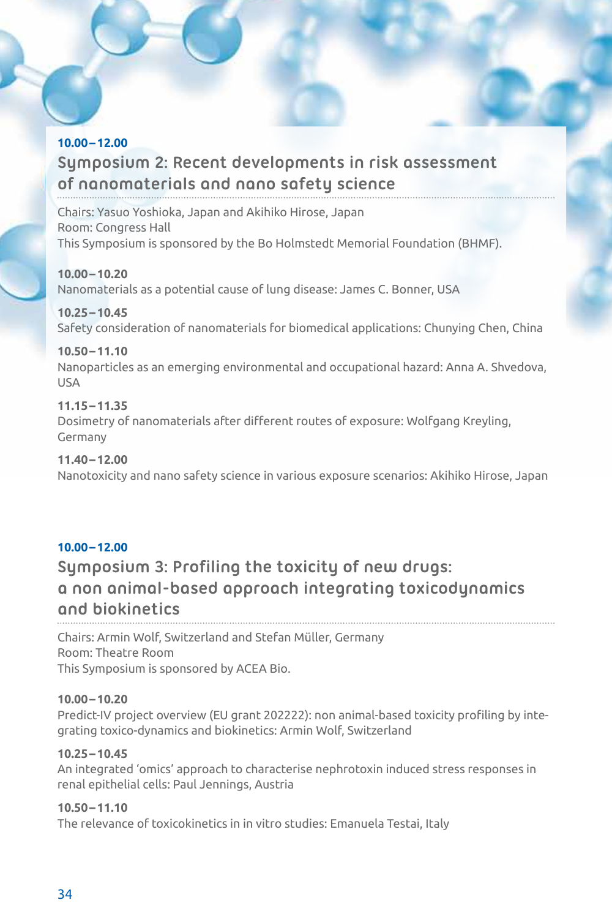**10.00 – 12.00**

## Symposium 2: Recent developments in risk assessment of nanomaterials and nano safety science

Chairs: Yasuo Yoshioka, Japan and Akihiko Hirose, Japan
Room: Congress Hall
This Symposium is sponsored by the Bo Holmstedt Memorial Foundation (BHMF).

**10.00 – 10.20**
Nanomaterials as a potential cause of lung disease: James C. Bonner, USA

**10.25 – 10.45**
Safety consideration of nanomaterials for biomedical applications: Chunying Chen, China

**10.50 – 11.10**
Nanoparticles as an emerging environmental and occupational hazard: Anna A. Shvedova, USA

**11.15 – 11.35**
Dosimetry of nanomaterials after different routes of exposure: Wolfgang Kreyling, Germany

**11.40 – 12.00**
Nanotoxicity and nano safety science in various exposure scenarios: Akihiko Hirose, Japan

**10.00 – 12.00**

## Symposium 3: Profiling the toxicity of new drugs: a non animal-based approach integrating toxicodynamics and biokinetics

Chairs: Armin Wolf, Switzerland and Stefan Müller, Germany
Room: Theatre Room
This Symposium is sponsored by ACEA Bio.

**10.00 – 10.20**
Predict-IV project overview (EU grant 202222): non animal-based toxicity profiling by integrating toxico-dynamics and biokinetics: Armin Wolf, Switzerland

**10.25 – 10.45**
An integrated 'omics' approach to characterise nephrotoxin induced stress responses in renal epithelial cells: Paul Jennings, Austria

**10.50 – 11.10**
The relevance of toxicokinetics in in vitro studies: Emanuela Testai, Italy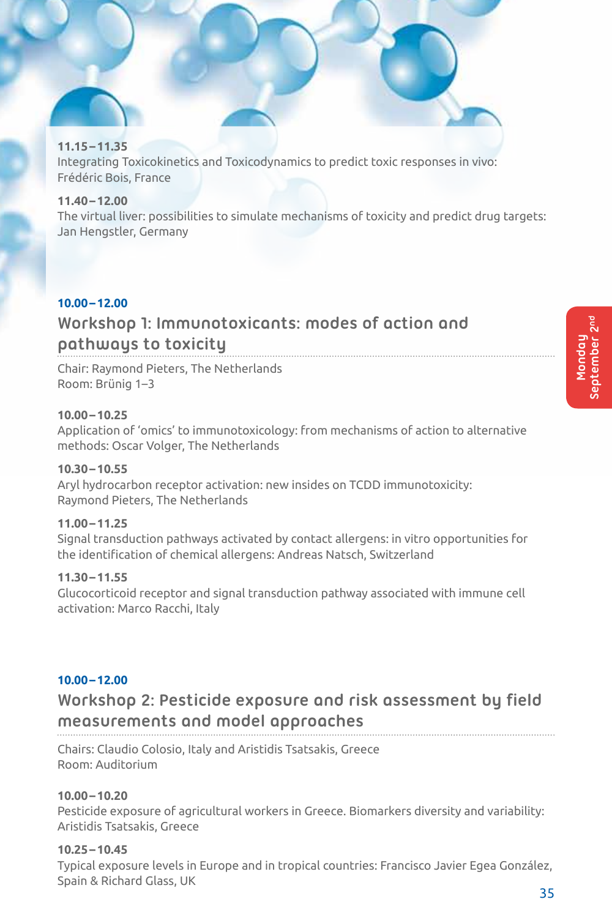**11.15 – 11.35**
Integrating Toxicokinetics and Toxicodynamics to predict toxic responses in vivo: Frédéric Bois, France

**11.40 – 12.00**
The virtual liver: possibilities to simulate mechanisms of toxicity and predict drug targets: Jan Hengstler, Germany

**10.00 – 12.00**

## Workshop 1: Immunotoxicants: modes of action and pathways to toxicity

Chair: Raymond Pieters, The Netherlands
Room: Brünig 1–3

**10.00 – 10.25**
Application of 'omics' to immunotoxicology: from mechanisms of action to alternative methods: Oscar Volger, The Netherlands

**10.30 – 10.55**
Aryl hydrocarbon receptor activation: new insides on TCDD immunotoxicity: Raymond Pieters, The Netherlands

**11.00 – 11.25**
Signal transduction pathways activated by contact allergens: in vitro opportunities for the identification of chemical allergens: Andreas Natsch, Switzerland

**11.30 – 11.55**
Glucocorticoid receptor and signal transduction pathway associated with immune cell activation: Marco Racchi, Italy

**10.00 – 12.00**

## Workshop 2: Pesticide exposure and risk assessment by field measurements and model approaches

Chairs: Claudio Colosio, Italy and Aristidis Tsatsakis, Greece
Room: Auditorium

**10.00 – 10.20**
Pesticide exposure of agricultural workers in Greece. Biomarkers diversity and variability: Aristidis Tsatsakis, Greece

**10.25 – 10.45**
Typical exposure levels in Europe and in tropical countries: Francisco Javier Egea González, Spain & Richard Glass, UK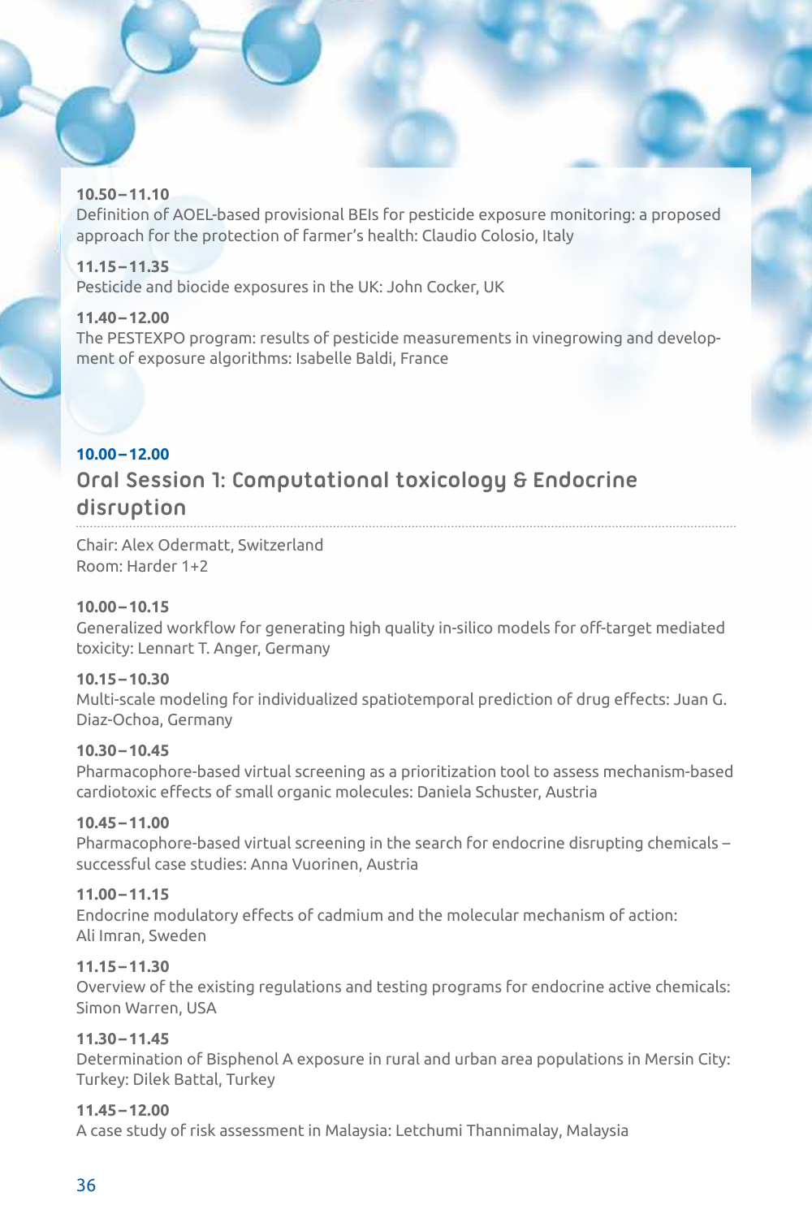**10.50 – 11.10**
Definition of AOEL-based provisional BEIs for pesticide exposure monitoring: a proposed approach for the protection of farmer's health: Claudio Colosio, Italy

**11.15 – 11.35**
Pesticide and biocide exposures in the UK: John Cocker, UK

**11.40 – 12.00**
The PESTEXPO program: results of pesticide measurements in vinegrowing and development of exposure algorithms: Isabelle Baldi, France

**10.00 – 12.00**

## Oral Session 1: Computational toxicology & Endocrine disruption

Chair: Alex Odermatt, Switzerland
Room: Harder 1+2

**10.00 – 10.15**
Generalized workflow for generating high quality in-silico models for off-target mediated toxicity: Lennart T. Anger, Germany

**10.15 – 10.30**
Multi-scale modeling for individualized spatiotemporal prediction of drug effects: Juan G. Diaz-Ochoa, Germany

**10.30 – 10.45**
Pharmacophore-based virtual screening as a prioritization tool to assess mechanism-based cardiotoxic effects of small organic molecules: Daniela Schuster, Austria

**10.45 – 11.00**
Pharmacophore-based virtual screening in the search for endocrine disrupting chemicals – successful case studies: Anna Vuorinen, Austria

**11.00 – 11.15**
Endocrine modulatory effects of cadmium and the molecular mechanism of action: Ali Imran, Sweden

**11.15 – 11.30**
Overview of the existing regulations and testing programs for endocrine active chemicals: Simon Warren, USA

**11.30 – 11.45**
Determination of Bisphenol A exposure in rural and urban area populations in Mersin City: Turkey: Dilek Battal, Turkey

**11.45 – 12.00**
A case study of risk assessment in Malaysia: Letchumi Thannimalay, Malaysia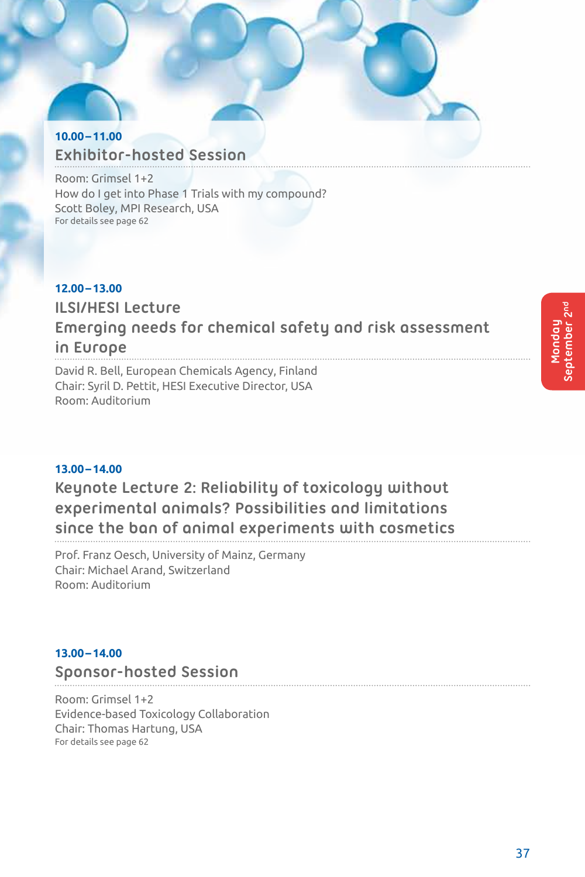**10.00 – 11.00**

## Exhibitor-hosted Session

Room: Grimsel 1+2
How do I get into Phase 1 Trials with my compound?
Scott Boley, MPI Research, USA
For details see page 62

**12.00 – 13.00**

## ILSI/HESI Lecture
## Emerging needs for chemical safety and risk assessment in Europe

David R. Bell, European Chemicals Agency, Finland
Chair: Syril D. Pettit, HESI Executive Director, USA
Room: Auditorium

**13.00 – 14.00**

## Keynote Lecture 2: Reliability of toxicology without experimental animals? Possibilities and limitations since the ban of animal experiments with cosmetics

Prof. Franz Oesch, University of Mainz, Germany
Chair: Michael Arand, Switzerland
Room: Auditorium

**13.00 – 14.00**

## Sponsor-hosted Session

Room: Grimsel 1+2
Evidence-based Toxicology Collaboration
Chair: Thomas Hartung, USA
For details see page 62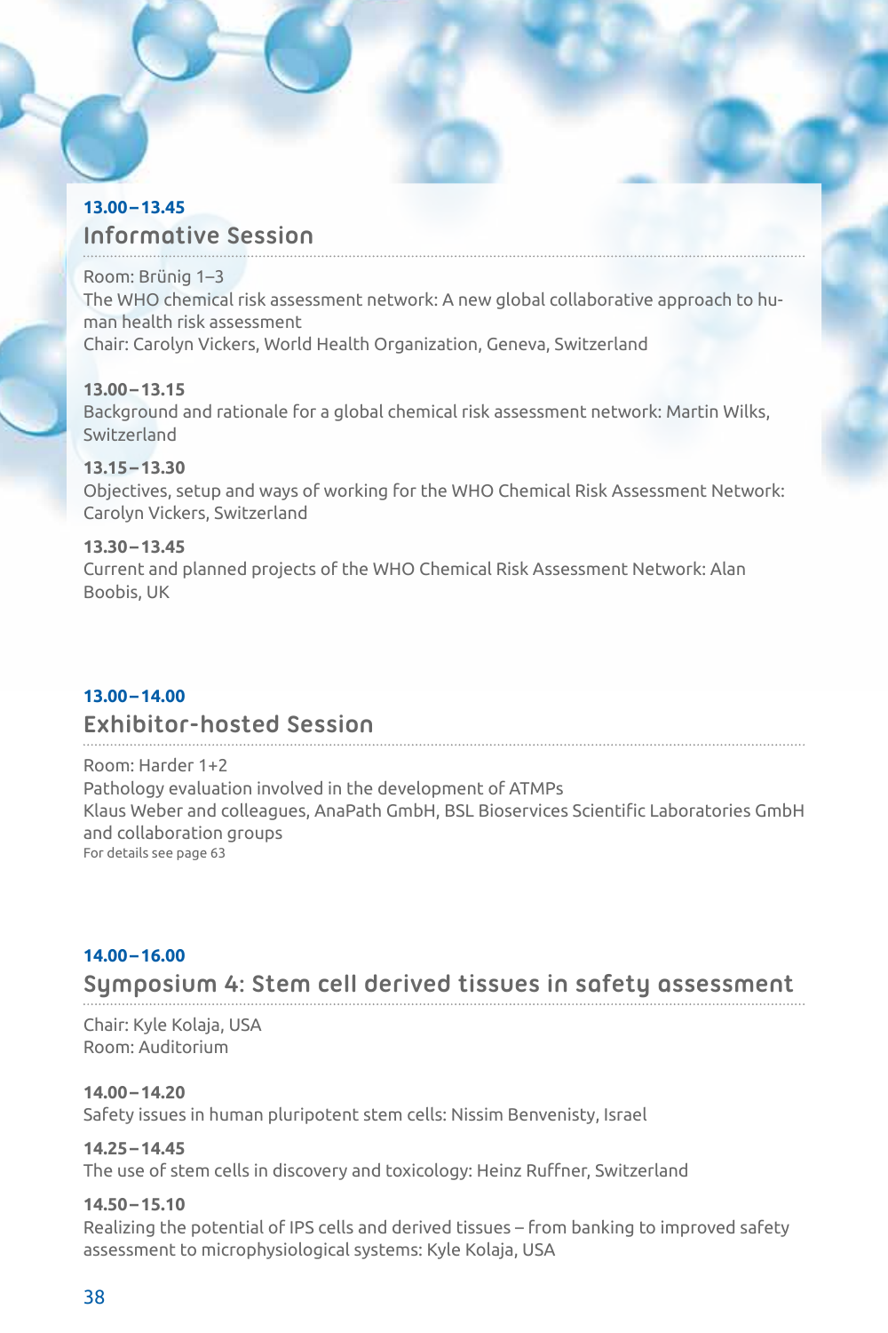**13.00 – 13.45**

## Informative Session

Room: Brünig 1–3
The WHO chemical risk assessment network: A new global collaborative approach to human health risk assessment
Chair: Carolyn Vickers, World Health Organization, Geneva, Switzerland

**13.00 – 13.15**
Background and rationale for a global chemical risk assessment network: Martin Wilks, Switzerland

**13.15 – 13.30**
Objectives, setup and ways of working for the WHO Chemical Risk Assessment Network: Carolyn Vickers, Switzerland

**13.30 – 13.45**
Current and planned projects of the WHO Chemical Risk Assessment Network: Alan Boobis, UK

**13.00 – 14.00**

## Exhibitor-hosted Session

Room: Harder 1+2
Pathology evaluation involved in the development of ATMPs
Klaus Weber and colleagues, AnaPath GmbH, BSL Bioservices Scientific Laboratories GmbH and collaboration groups
For details see page 63

**14.00 – 16.00**

## Symposium 4: Stem cell derived tissues in safety assessment

Chair: Kyle Kolaja, USA
Room: Auditorium

**14.00 – 14.20**
Safety issues in human pluripotent stem cells: Nissim Benvenisty, Israel

**14.25 – 14.45**
The use of stem cells in discovery and toxicology: Heinz Ruffner, Switzerland

**14.50 – 15.10**
Realizing the potential of IPS cells and derived tissues – from banking to improved safety assessment to microphysiological systems: Kyle Kolaja, USA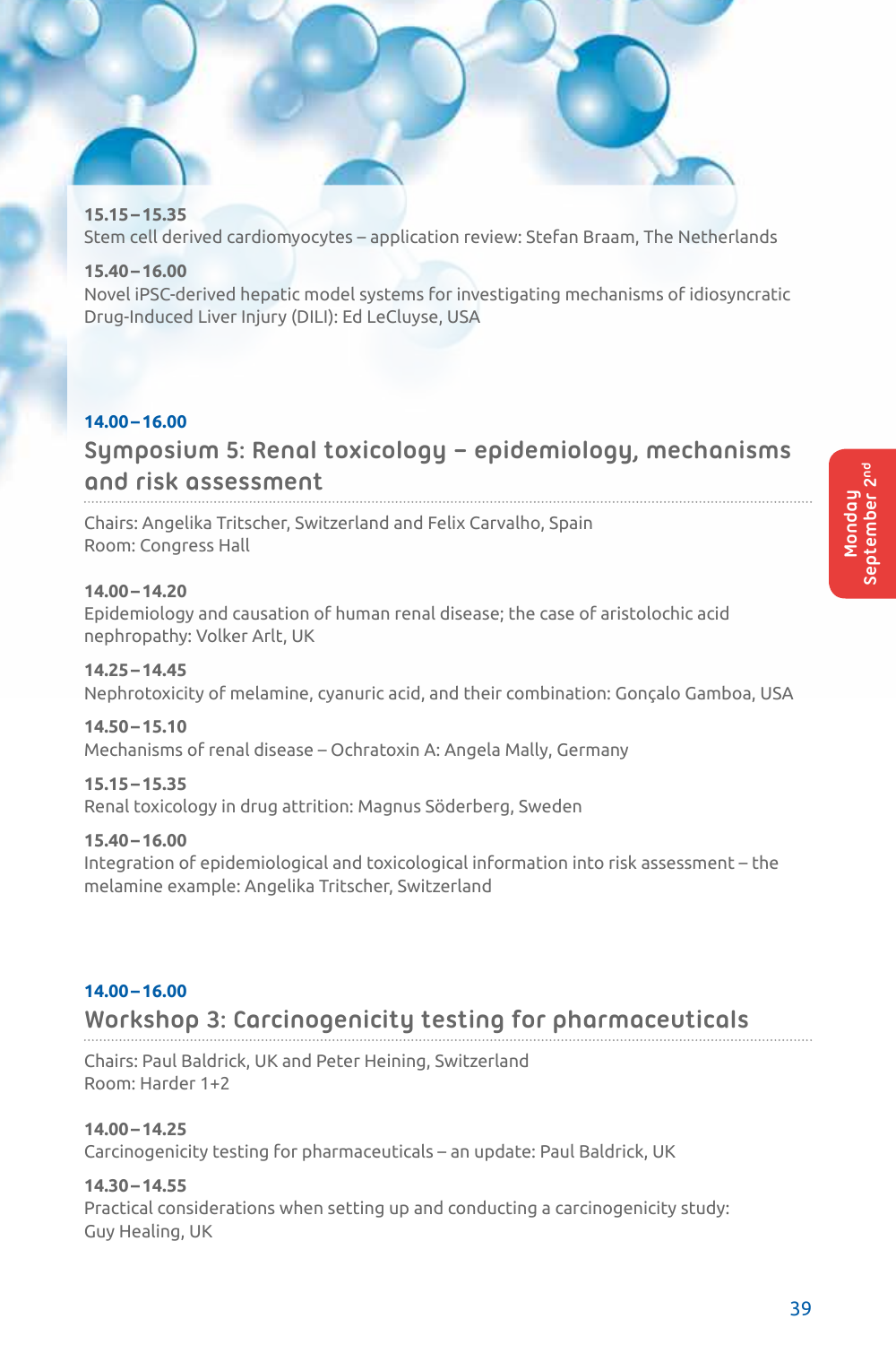**15.15–15.35**
Stem cell derived cardiomyocytes – application review: Stefan Braam, The Netherlands

**15.40–16.00**
Novel iPSC-derived hepatic model systems for investigating mechanisms of idiosyncratic Drug-Induced Liver Injury (DILI): Ed LeCluyse, USA

**14.00–16.00**

## Symposium 5: Renal toxicology – epidemiology, mechanisms and risk assessment

Chairs: Angelika Tritscher, Switzerland and Felix Carvalho, Spain
Room: Congress Hall

**14.00–14.20**
Epidemiology and causation of human renal disease; the case of aristolochic acid nephropathy: Volker Arlt, UK

**14.25–14.45**
Nephrotoxicity of melamine, cyanuric acid, and their combination: Gonçalo Gamboa, USA

**14.50–15.10**
Mechanisms of renal disease – Ochratoxin A: Angela Mally, Germany

**15.15–15.35**
Renal toxicology in drug attrition: Magnus Söderberg, Sweden

**15.40–16.00**
Integration of epidemiological and toxicological information into risk assessment – the melamine example: Angelika Tritscher, Switzerland

**14.00–16.00**

## Workshop 3: Carcinogenicity testing for pharmaceuticals

Chairs: Paul Baldrick, UK and Peter Heining, Switzerland
Room: Harder 1+2

**14.00–14.25**
Carcinogenicity testing for pharmaceuticals – an update: Paul Baldrick, UK

**14.30–14.55**
Practical considerations when setting up and conducting a carcinogenicity study: Guy Healing, UK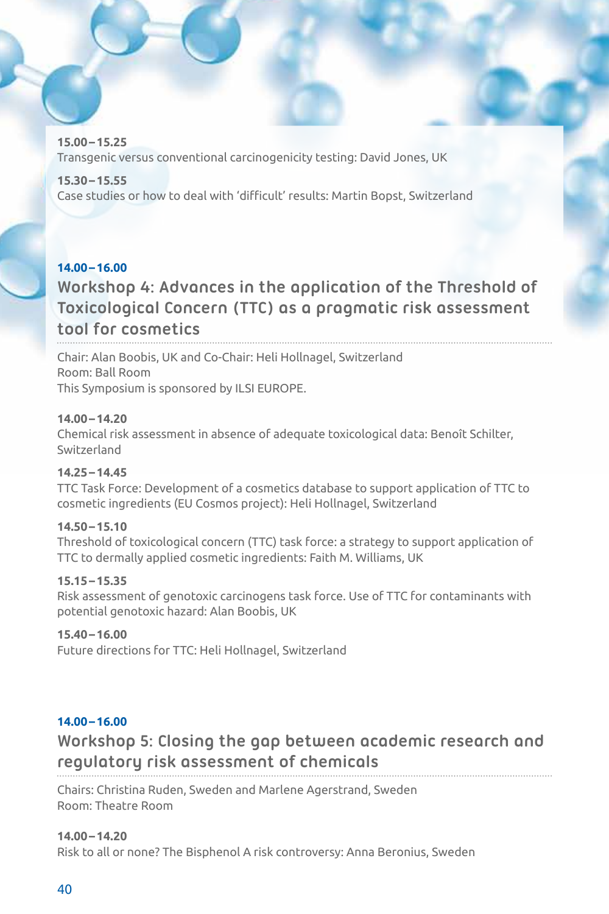**15.00 – 15.25**
Transgenic versus conventional carcinogenicity testing: David Jones, UK

**15.30 – 15.55**
Case studies or how to deal with 'difficult' results: Martin Bopst, Switzerland

**14.00 – 16.00**

## Workshop 4: Advances in the application of the Threshold of Toxicological Concern (TTC) as a pragmatic risk assessment tool for cosmetics

Chair: Alan Boobis, UK and Co-Chair: Heli Hollnagel, Switzerland
Room: Ball Room
This Symposium is sponsored by ILSI EUROPE.

**14.00 – 14.20**
Chemical risk assessment in absence of adequate toxicological data: Benoît Schilter, Switzerland

**14.25 – 14.45**
TTC Task Force: Development of a cosmetics database to support application of TTC to cosmetic ingredients (EU Cosmos project): Heli Hollnagel, Switzerland

**14.50 – 15.10**
Threshold of toxicological concern (TTC) task force: a strategy to support application of TTC to dermally applied cosmetic ingredients: Faith M. Williams, UK

**15.15 – 15.35**
Risk assessment of genotoxic carcinogens task force. Use of TTC for contaminants with potential genotoxic hazard: Alan Boobis, UK

**15.40 – 16.00**
Future directions for TTC: Heli Hollnagel, Switzerland

**14.00 – 16.00**

## Workshop 5: Closing the gap between academic research and regulatory risk assessment of chemicals

Chairs: Christina Ruden, Sweden and Marlene Agerstrand, Sweden
Room: Theatre Room

**14.00 – 14.20**
Risk to all or none? The Bisphenol A risk controversy: Anna Beronius, Sweden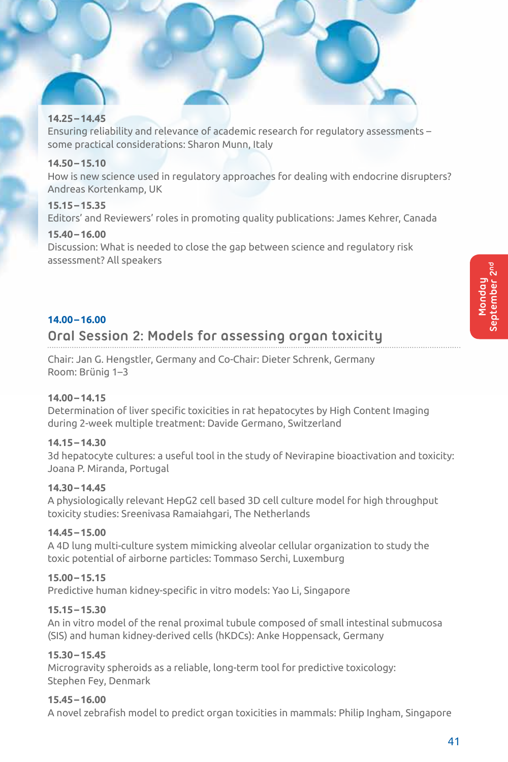**14.25 – 14.45**
Ensuring reliability and relevance of academic research for regulatory assessments – some practical considerations: Sharon Munn, Italy

**14.50 – 15.10**
How is new science used in regulatory approaches for dealing with endocrine disrupters? Andreas Kortenkamp, UK

**15.15 – 15.35**
Editors' and Reviewers' roles in promoting quality publications: James Kehrer, Canada

**15.40 – 16.00**
Discussion: What is needed to close the gap between science and regulatory risk assessment? All speakers

**14.00 – 16.00**

## Oral Session 2: Models for assessing organ toxicity

Chair: Jan G. Hengstler, Germany and Co-Chair: Dieter Schrenk, Germany
Room: Brünig 1–3

**14.00 – 14.15**
Determination of liver specific toxicities in rat hepatocytes by High Content Imaging during 2-week multiple treatment: Davide Germano, Switzerland

**14.15 – 14.30**
3d hepatocyte cultures: a useful tool in the study of Nevirapine bioactivation and toxicity: Joana P. Miranda, Portugal

**14.30 – 14.45**
A physiologically relevant HepG2 cell based 3D cell culture model for high throughput toxicity studies: Sreenivasa Ramaiahgari, The Netherlands

**14.45 – 15.00**
A 4D lung multi-culture system mimicking alveolar cellular organization to study the toxic potential of airborne particles: Tommaso Serchi, Luxemburg

**15.00 – 15.15**
Predictive human kidney-specific in vitro models: Yao Li, Singapore

**15.15 – 15.30**
An in vitro model of the renal proximal tubule composed of small intestinal submucosa (SIS) and human kidney-derived cells (hKDCs): Anke Hoppensack, Germany

**15.30 – 15.45**
Microgravity spheroids as a reliable, long-term tool for predictive toxicology: Stephen Fey, Denmark

**15.45 – 16.00**
A novel zebrafish model to predict organ toxicities in mammals: Philip Ingham, Singapore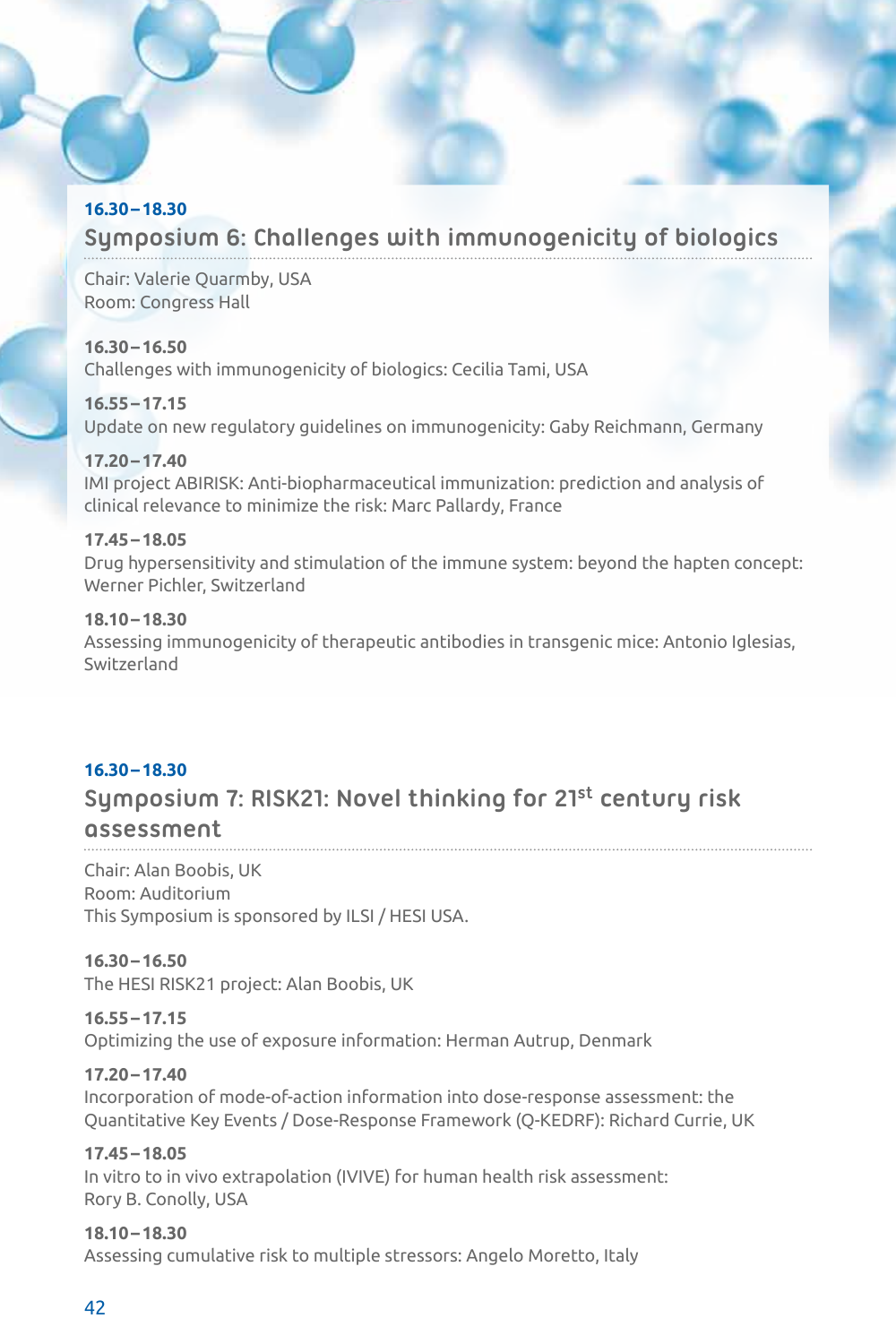**16.30–18.30**

## Symposium 6: Challenges with immunogenicity of biologics

Chair: Valerie Quarmby, USA
Room: Congress Hall

**16.30–16.50**
Challenges with immunogenicity of biologics: Cecilia Tami, USA

**16.55–17.15**
Update on new regulatory guidelines on immunogenicity: Gaby Reichmann, Germany

**17.20–17.40**
IMI project ABIRISK: Anti-biopharmaceutical immunization: prediction and analysis of clinical relevance to minimize the risk: Marc Pallardy, France

**17.45–18.05**
Drug hypersensitivity and stimulation of the immune system: beyond the hapten concept: Werner Pichler, Switzerland

**18.10–18.30**
Assessing immunogenicity of therapeutic antibodies in transgenic mice: Antonio Iglesias, Switzerland

**16.30–18.30**

## Symposium 7: RISK21: Novel thinking for 21st century risk assessment

Chair: Alan Boobis, UK
Room: Auditorium
This Symposium is sponsored by ILSI / HESI USA.

**16.30–16.50**
The HESI RISK21 project: Alan Boobis, UK

**16.55–17.15**
Optimizing the use of exposure information: Herman Autrup, Denmark

**17.20–17.40**
Incorporation of mode-of-action information into dose-response assessment: the Quantitative Key Events / Dose-Response Framework (Q-KEDRF): Richard Currie, UK

**17.45–18.05**
In vitro to in vivo extrapolation (IVIVE) for human health risk assessment: Rory B. Conolly, USA

**18.10–18.30**
Assessing cumulative risk to multiple stressors: Angelo Moretto, Italy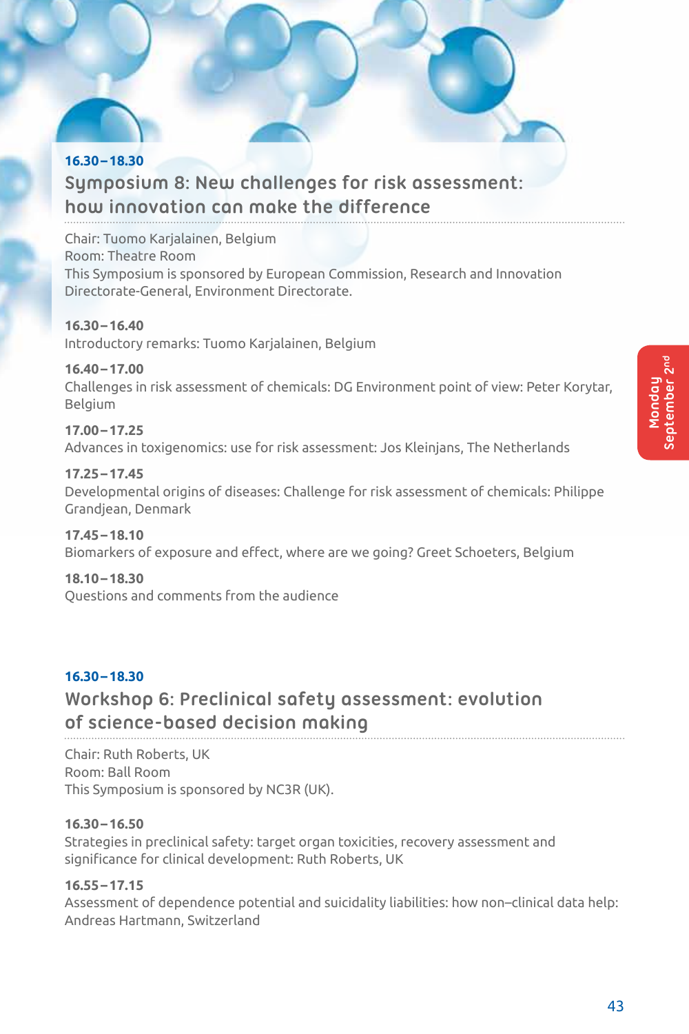16.30 – 18.30

## Symposium 8: New challenges for risk assessment: how innovation can make the difference

Chair: Tuomo Karjalainen, Belgium
Room: Theatre Room
This Symposium is sponsored by European Commission, Research and Innovation Directorate-General, Environment Directorate.

**16.30 – 16.40**
Introductory remarks: Tuomo Karjalainen, Belgium

**16.40 – 17.00**
Challenges in risk assessment of chemicals: DG Environment point of view: Peter Korytar, Belgium

**17.00 – 17.25**
Advances in toxigenomics: use for risk assessment: Jos Kleinjans, The Netherlands

**17.25 – 17.45**
Developmental origins of diseases: Challenge for risk assessment of chemicals: Philippe Grandjean, Denmark

**17.45 – 18.10**
Biomarkers of exposure and effect, where are we going? Greet Schoeters, Belgium

**18.10 – 18.30**
Questions and comments from the audience

16.30 – 18.30

## Workshop 6: Preclinical safety assessment: evolution of science-based decision making

Chair: Ruth Roberts, UK
Room: Ball Room
This Symposium is sponsored by NC3R (UK).

**16.30 – 16.50**
Strategies in preclinical safety: target organ toxicities, recovery assessment and significance for clinical development: Ruth Roberts, UK

**16.55 – 17.15**
Assessment of dependence potential and suicidality liabilities: how non–clinical data help: Andreas Hartmann, Switzerland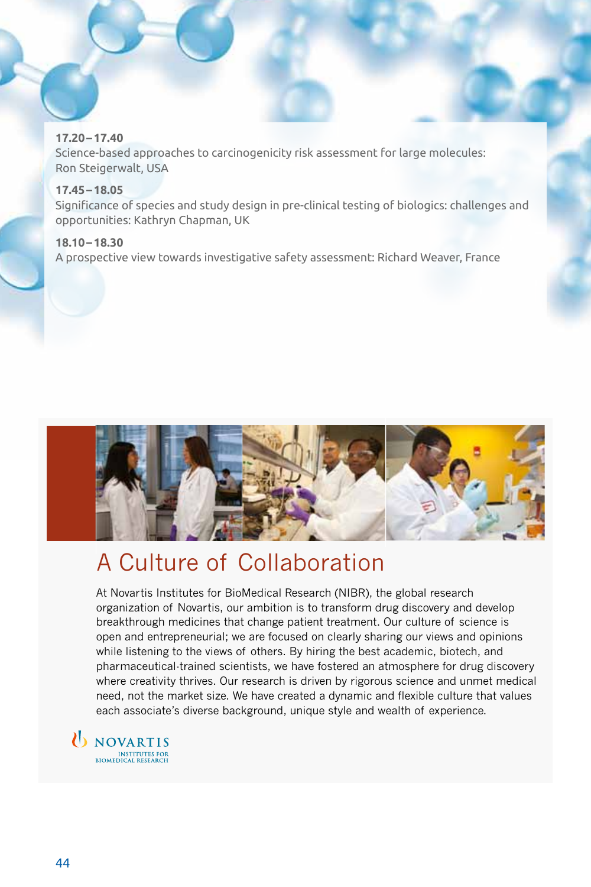**17.20–17.40**
Science-based approaches to carcinogenicity risk assessment for large molecules: Ron Steigerwalt, USA

**17.45–18.05**
Significance of species and study design in pre-clinical testing of biologics: challenges and opportunities: Kathryn Chapman, UK

**18.10–18.30**
A prospective view towards investigative safety assessment: Richard Weaver, France

## A Culture of Collaboration

At Novartis Institutes for BioMedical Research (NIBR), the global research organization of Novartis, our ambition is to transform drug discovery and develop breakthrough medicines that change patient treatment. Our culture of science is open and entrepreneurial; we are focused on clearly sharing our views and opinions while listening to the views of others. By hiring the best academic, biotech, and pharmaceutical-trained scientists, we have fostered an atmosphere for drug discovery where creativity thrives. Our research is driven by rigorous science and unmet medical need, not the market size. We have created a dynamic and flexible culture that values each associate's diverse background, unique style and wealth of experience.

NOVARTIS
INSTITUTES FOR BIOMEDICAL RESEARCH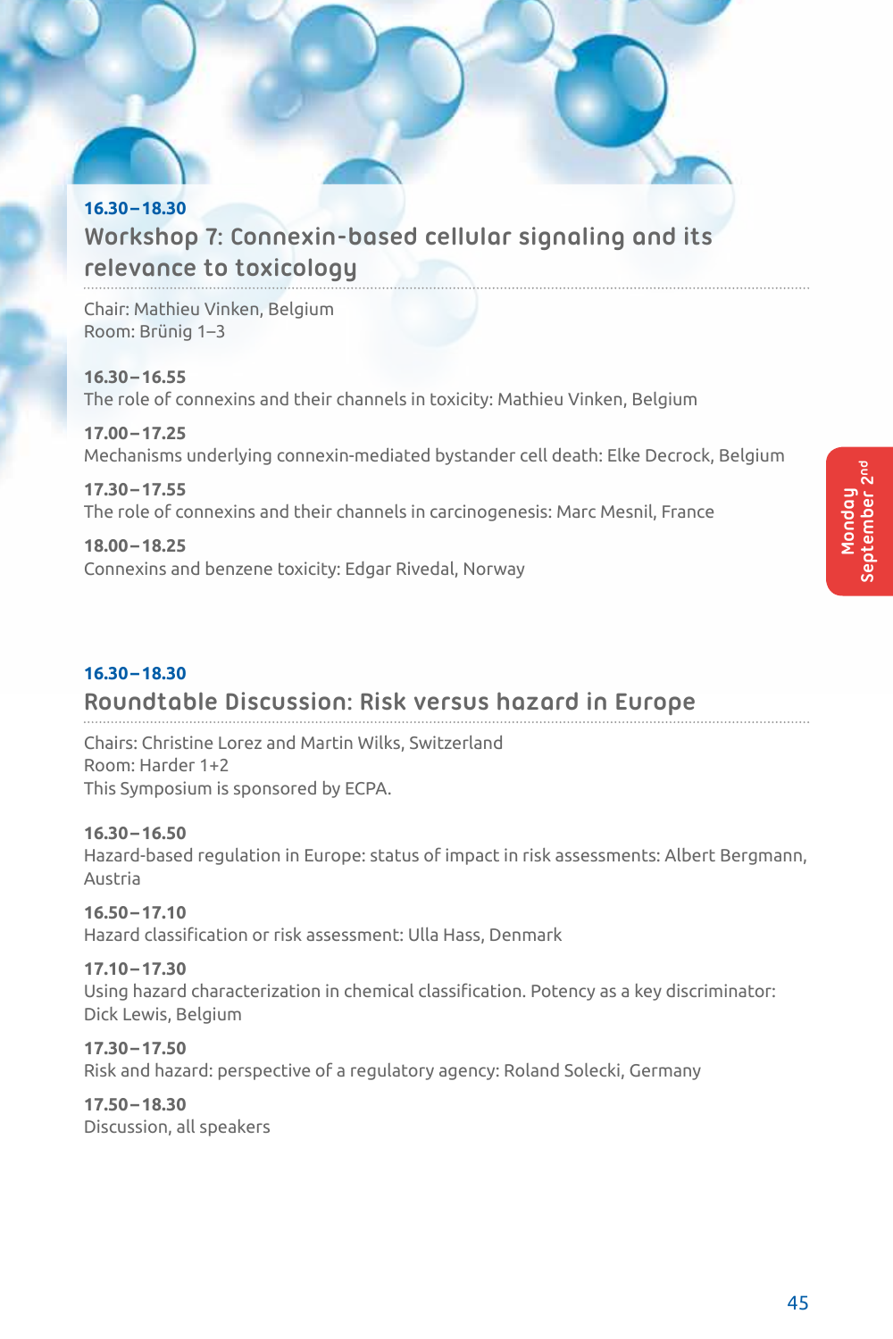**16.30 – 18.30**

## Workshop 7: Connexin-based cellular signaling and its relevance to toxicology

Chair: Mathieu Vinken, Belgium
Room: Brünig 1–3

**16.30 – 16.55**
The role of connexins and their channels in toxicity: Mathieu Vinken, Belgium

**17.00 – 17.25**
Mechanisms underlying connexin-mediated bystander cell death: Elke Decrock, Belgium

**17.30 – 17.55**
The role of connexins and their channels in carcinogenesis: Marc Mesnil, France

**18.00 – 18.25**
Connexins and benzene toxicity: Edgar Rivedal, Norway

**16.30 – 18.30**

## Roundtable Discussion: Risk versus hazard in Europe

Chairs: Christine Lorez and Martin Wilks, Switzerland
Room: Harder 1+2
This Symposium is sponsored by ECPA.

**16.30 – 16.50**
Hazard-based regulation in Europe: status of impact in risk assessments: Albert Bergmann, Austria

**16.50 – 17.10**
Hazard classification or risk assessment: Ulla Hass, Denmark

**17.10 – 17.30**
Using hazard characterization in chemical classification. Potency as a key discriminator: Dick Lewis, Belgium

**17.30 – 17.50**
Risk and hazard: perspective of a regulatory agency: Roland Solecki, Germany

**17.50 – 18.30**
Discussion, all speakers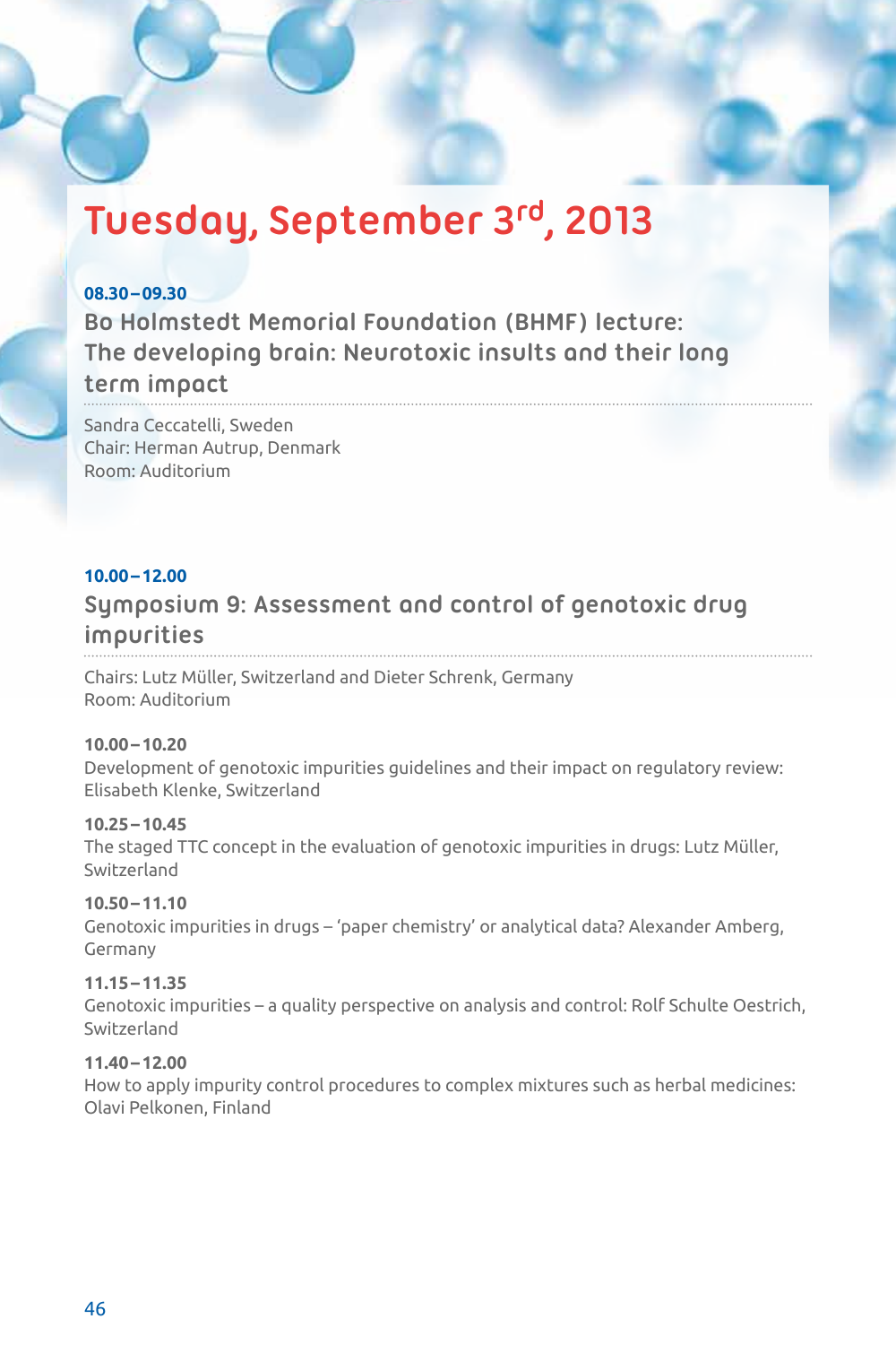# Tuesday, September 3rd, 2013

**08.30 – 09.30**

## Bo Holmstedt Memorial Foundation (BHMF) lecture: The developing brain: Neurotoxic insults and their long term impact

Sandra Ceccatelli, Sweden
Chair: Herman Autrup, Denmark
Room: Auditorium

**10.00 – 12.00**

## Symposium 9: Assessment and control of genotoxic drug impurities

Chairs: Lutz Müller, Switzerland and Dieter Schrenk, Germany
Room: Auditorium

**10.00 – 10.20**
Development of genotoxic impurities guidelines and their impact on regulatory review: Elisabeth Klenke, Switzerland

**10.25 – 10.45**
The staged TTC concept in the evaluation of genotoxic impurities in drugs: Lutz Müller, Switzerland

**10.50 – 11.10**
Genotoxic impurities in drugs – 'paper chemistry' or analytical data? Alexander Amberg, Germany

**11.15 – 11.35**
Genotoxic impurities – a quality perspective on analysis and control: Rolf Schulte Oestrich, Switzerland

**11.40 – 12.00**
How to apply impurity control procedures to complex mixtures such as herbal medicines: Olavi Pelkonen, Finland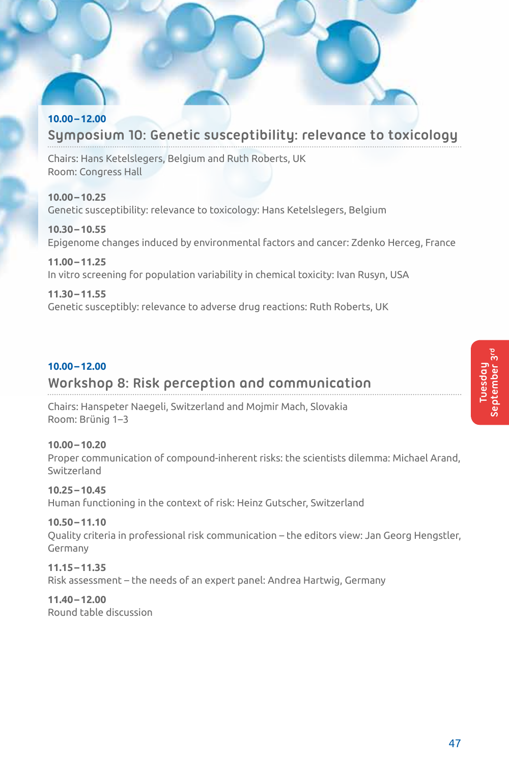**10.00–12.00**

## Symposium 10: Genetic susceptibility: relevance to toxicology

Chairs: Hans Ketelslegers, Belgium and Ruth Roberts, UK
Room: Congress Hall

**10.00–10.25**
Genetic susceptibility: relevance to toxicology: Hans Ketelslegers, Belgium

**10.30–10.55**
Epigenome changes induced by environmental factors and cancer: Zdenko Herceg, France

**11.00–11.25**
In vitro screening for population variability in chemical toxicity: Ivan Rusyn, USA

**11.30–11.55**
Genetic susceptibly: relevance to adverse drug reactions: Ruth Roberts, UK

**10.00–12.00**

## Workshop 8: Risk perception and communication

Chairs: Hanspeter Naegeli, Switzerland and Mojmir Mach, Slovakia
Room: Brünig 1–3

**10.00–10.20**
Proper communication of compound-inherent risks: the scientists dilemma: Michael Arand, Switzerland

**10.25–10.45**
Human functioning in the context of risk: Heinz Gutscher, Switzerland

**10.50–11.10**
Quality criteria in professional risk communication – the editors view: Jan Georg Hengstler, Germany

**11.15–11.35**
Risk assessment – the needs of an expert panel: Andrea Hartwig, Germany

**11.40–12.00**
Round table discussion

Tuesday September 3rd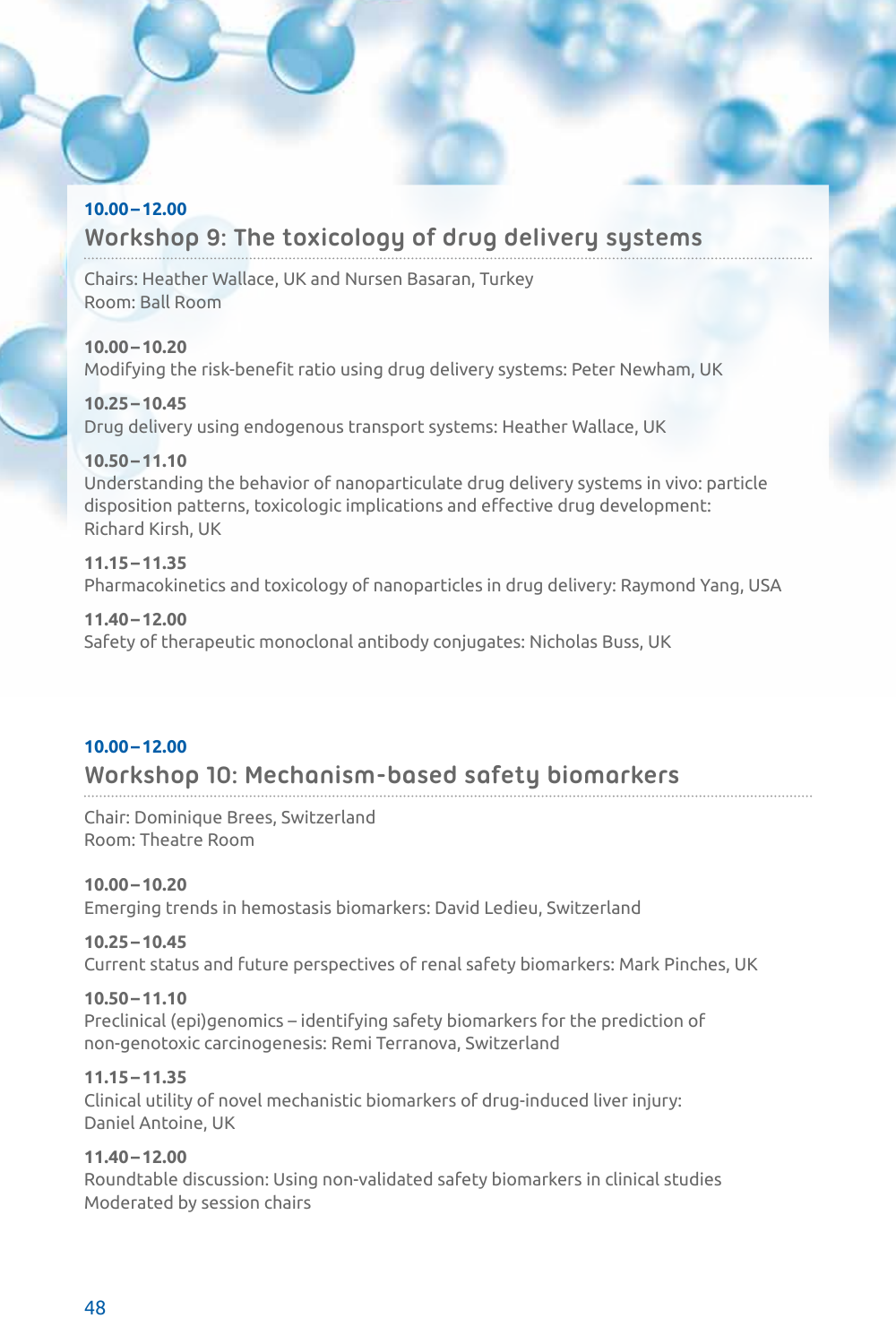**10.00 – 12.00**

## Workshop 9: The toxicology of drug delivery systems

Chairs: Heather Wallace, UK and Nursen Basaran, Turkey
Room: Ball Room

**10.00 – 10.20**
Modifying the risk-benefit ratio using drug delivery systems: Peter Newham, UK

**10.25 – 10.45**
Drug delivery using endogenous transport systems: Heather Wallace, UK

**10.50 – 11.10**
Understanding the behavior of nanoparticulate drug delivery systems in vivo: particle disposition patterns, toxicologic implications and effective drug development: Richard Kirsh, UK

**11.15 – 11.35**
Pharmacokinetics and toxicology of nanoparticles in drug delivery: Raymond Yang, USA

**11.40 – 12.00**
Safety of therapeutic monoclonal antibody conjugates: Nicholas Buss, UK

**10.00 – 12.00**

## Workshop 10: Mechanism-based safety biomarkers

Chair: Dominique Brees, Switzerland
Room: Theatre Room

**10.00 – 10.20**
Emerging trends in hemostasis biomarkers: David Ledieu, Switzerland

**10.25 – 10.45**
Current status and future perspectives of renal safety biomarkers: Mark Pinches, UK

**10.50 – 11.10**
Preclinical (epi)genomics – identifying safety biomarkers for the prediction of non-genotoxic carcinogenesis: Remi Terranova, Switzerland

**11.15 – 11.35**
Clinical utility of novel mechanistic biomarkers of drug-induced liver injury: Daniel Antoine, UK

**11.40 – 12.00**
Roundtable discussion: Using non-validated safety biomarkers in clinical studies
Moderated by session chairs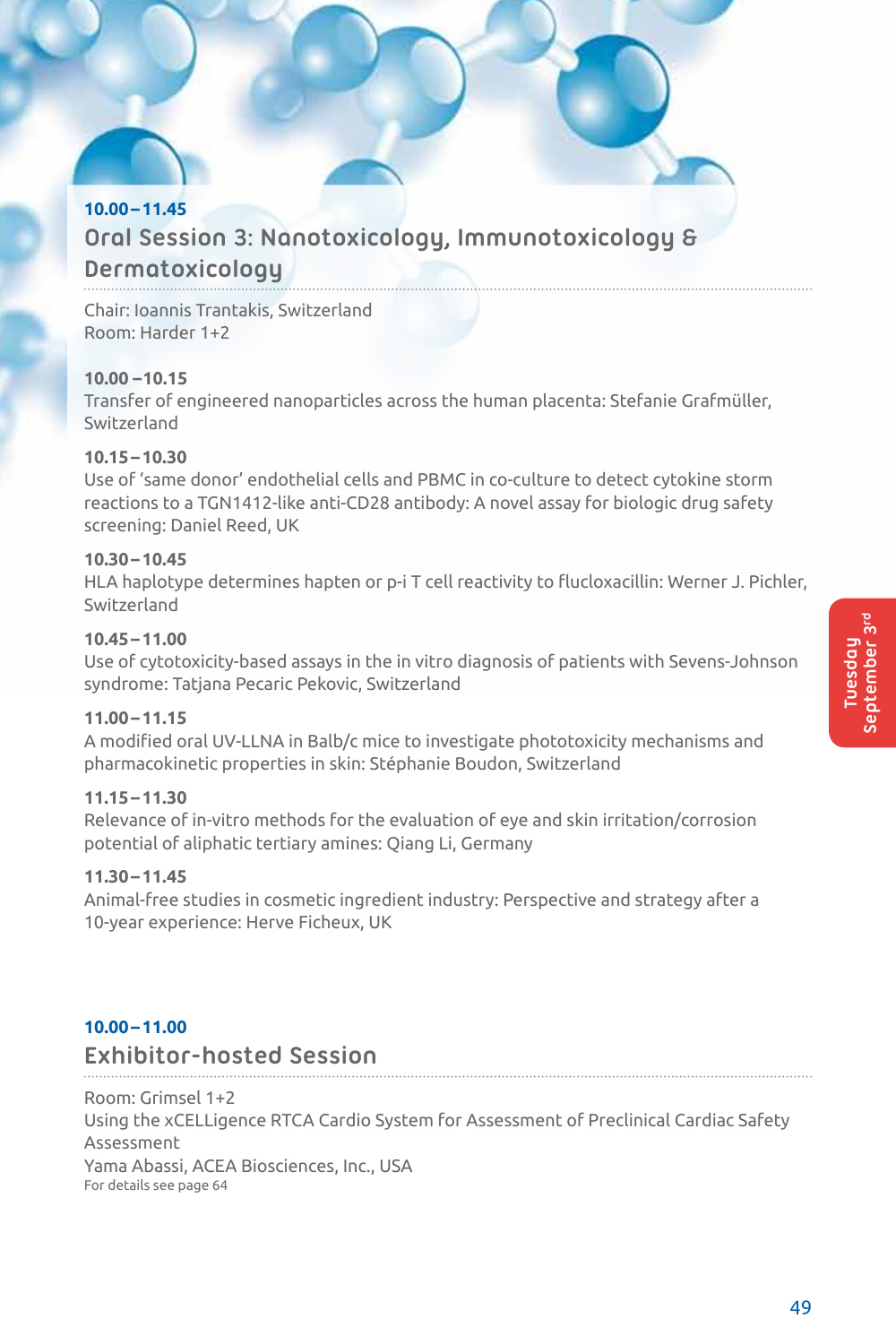**10.00 – 11.45**

## Oral Session 3: Nanotoxicology, Immunotoxicology & Dermatoxicology

Chair: Ioannis Trantakis, Switzerland
Room: Harder 1+2

**10.00 – 10.15**
Transfer of engineered nanoparticles across the human placenta: Stefanie Grafmüller, Switzerland

**10.15 – 10.30**
Use of 'same donor' endothelial cells and PBMC in co-culture to detect cytokine storm reactions to a TGN1412-like anti-CD28 antibody: A novel assay for biologic drug safety screening: Daniel Reed, UK

**10.30 – 10.45**
HLA haplotype determines hapten or p-i T cell reactivity to flucloxacillin: Werner J. Pichler, Switzerland

**10.45 – 11.00**
Use of cytotoxicity-based assays in the in vitro diagnosis of patients with Sevens-Johnson syndrome: Tatjana Pecaric Pekovic, Switzerland

**11.00 – 11.15**
A modified oral UV-LLNA in Balb/c mice to investigate phototoxicity mechanisms and pharmacokinetic properties in skin: Stéphanie Boudon, Switzerland

**11.15 – 11.30**
Relevance of in-vitro methods for the evaluation of eye and skin irritation/corrosion potential of aliphatic tertiary amines: Qiang Li, Germany

**11.30 – 11.45**
Animal-free studies in cosmetic ingredient industry: Perspective and strategy after a 10-year experience: Herve Ficheux, UK

**10.00 – 11.00**

## Exhibitor-hosted Session

Room: Grimsel 1+2
Using the xCELLigence RTCA Cardio System for Assessment of Preclinical Cardiac Safety Assessment
Yama Abassi, ACEA Biosciences, Inc., USA
For details see page 64

Tuesday September 3rd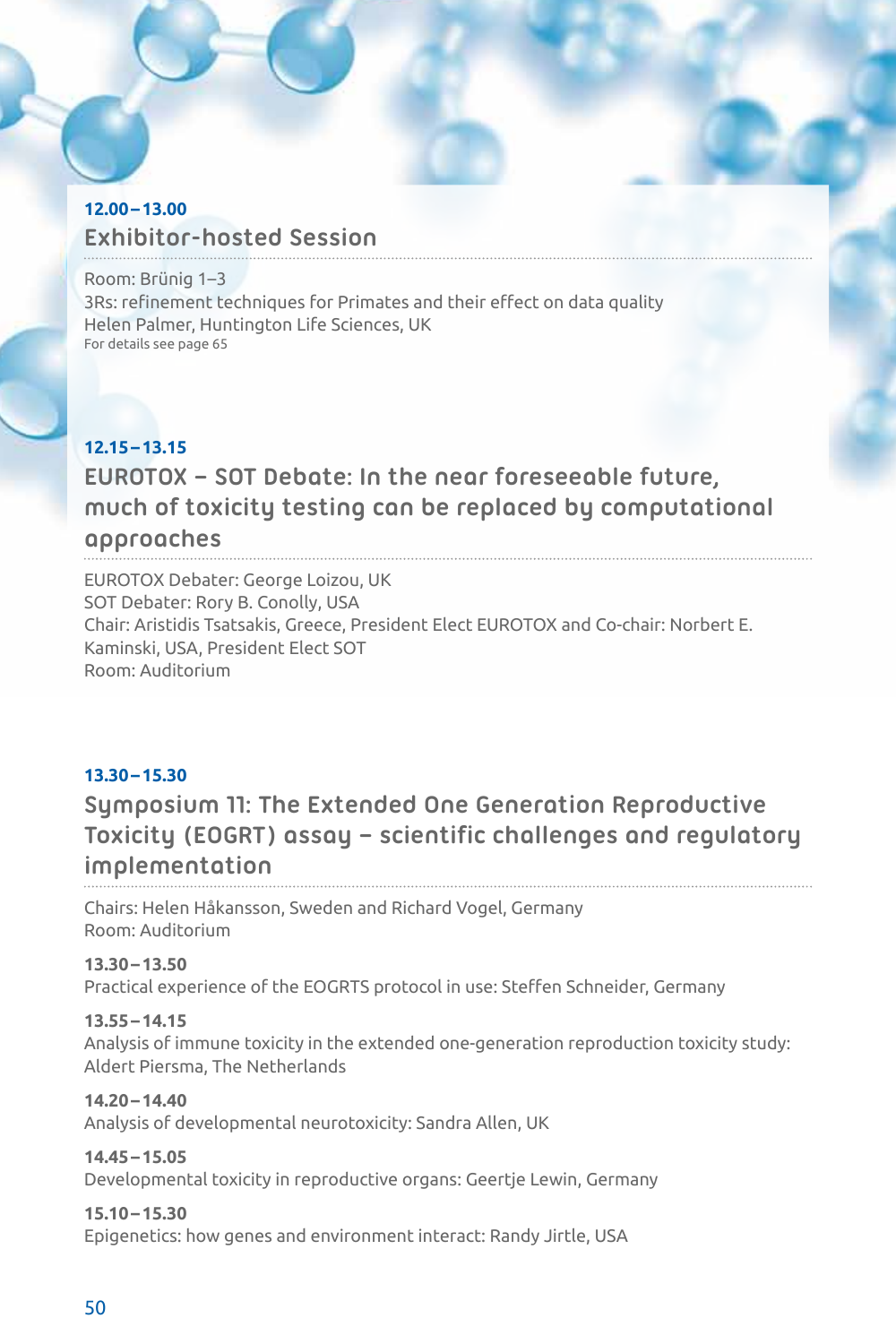**12.00 – 13.00**

## Exhibitor-hosted Session

Room: Brünig 1–3
3Rs: refinement techniques for Primates and their effect on data quality
Helen Palmer, Huntington Life Sciences, UK
For details see page 65

**12.15 – 13.15**

## EUROTOX – SOT Debate: In the near foreseeable future, much of toxicity testing can be replaced by computational approaches

EUROTOX Debater: George Loizou, UK
SOT Debater: Rory B. Conolly, USA
Chair: Aristidis Tsatsakis, Greece, President Elect EUROTOX and Co-chair: Norbert E. Kaminski, USA, President Elect SOT
Room: Auditorium

**13.30 – 15.30**

## Symposium 11: The Extended One Generation Reproductive Toxicity (EOGRT) assay – scientific challenges and regulatory implementation

Chairs: Helen Håkansson, Sweden and Richard Vogel, Germany
Room: Auditorium

**13.30 – 13.50**
Practical experience of the EOGRTS protocol in use: Steffen Schneider, Germany

**13.55 – 14.15**
Analysis of immune toxicity in the extended one-generation reproduction toxicity study: Aldert Piersma, The Netherlands

**14.20 – 14.40**
Analysis of developmental neurotoxicity: Sandra Allen, UK

**14.45 – 15.05**
Developmental toxicity in reproductive organs: Geertje Lewin, Germany

**15.10 – 15.30**
Epigenetics: how genes and environment interact: Randy Jirtle, USA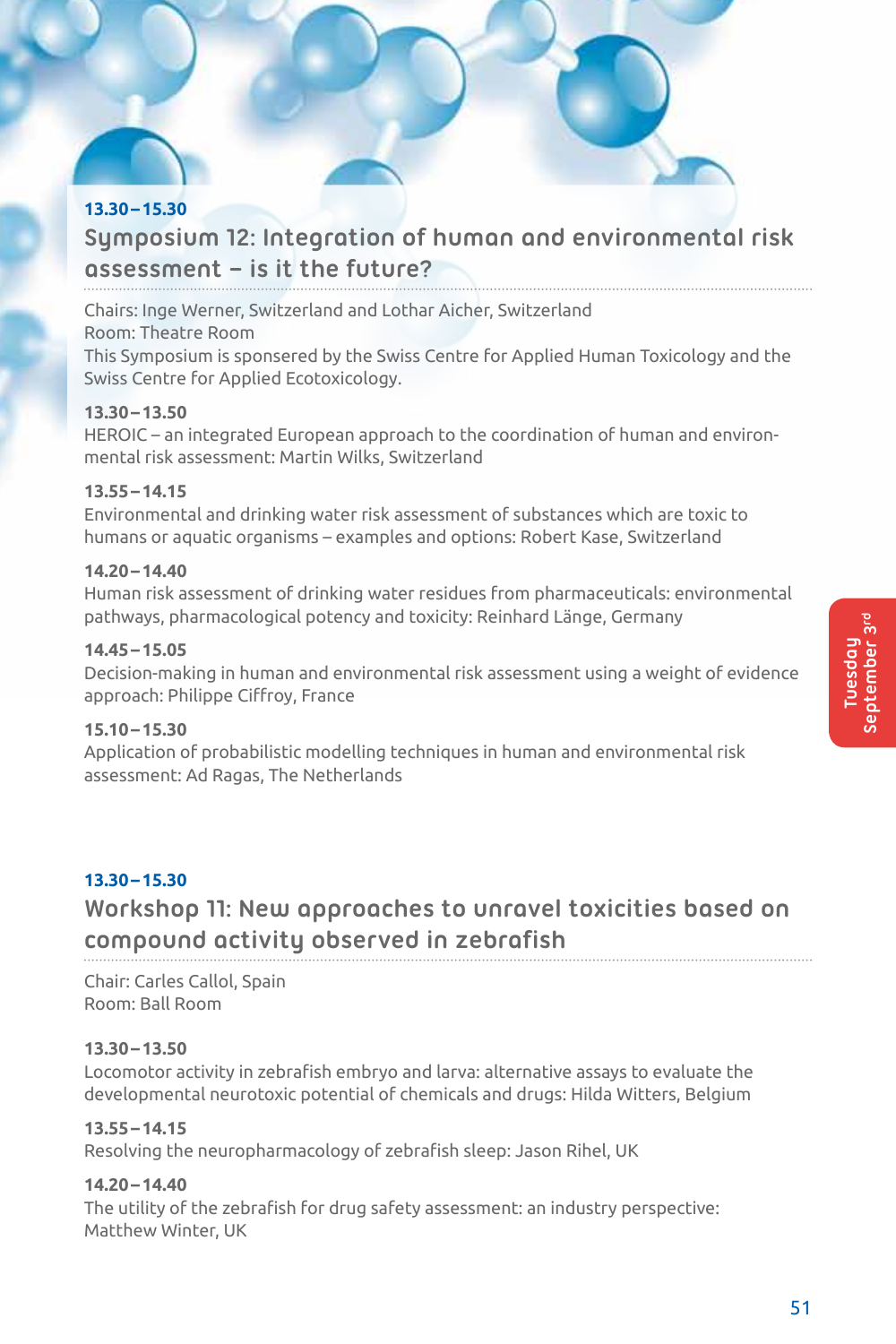13.30 – 15.30

## Symposium 12: Integration of human and environmental risk assessment – is it the future?

Chairs: Inge Werner, Switzerland and Lothar Aicher, Switzerland
Room: Theatre Room
This Symposium is sponsered by the Swiss Centre for Applied Human Toxicology and the Swiss Centre for Applied Ecotoxicology.

**13.30 – 13.50**
HEROIC – an integrated European approach to the coordination of human and environmental risk assessment: Martin Wilks, Switzerland

**13.55 – 14.15**
Environmental and drinking water risk assessment of substances which are toxic to humans or aquatic organisms – examples and options: Robert Kase, Switzerland

**14.20 – 14.40**
Human risk assessment of drinking water residues from pharmaceuticals: environmental pathways, pharmacological potency and toxicity: Reinhard Länge, Germany

**14.45 – 15.05**
Decision-making in human and environmental risk assessment using a weight of evidence approach: Philippe Ciffroy, France

**15.10 – 15.30**
Application of probabilistic modelling techniques in human and environmental risk assessment: Ad Ragas, The Netherlands

13.30 – 15.30

## Workshop 11: New approaches to unravel toxicities based on compound activity observed in zebrafish

Chair: Carles Callol, Spain
Room: Ball Room

**13.30 – 13.50**
Locomotor activity in zebrafish embryo and larva: alternative assays to evaluate the developmental neurotoxic potential of chemicals and drugs: Hilda Witters, Belgium

**13.55 – 14.15**
Resolving the neuropharmacology of zebrafish sleep: Jason Rihel, UK

**14.20 – 14.40**
The utility of the zebrafish for drug safety assessment: an industry perspective: Matthew Winter, UK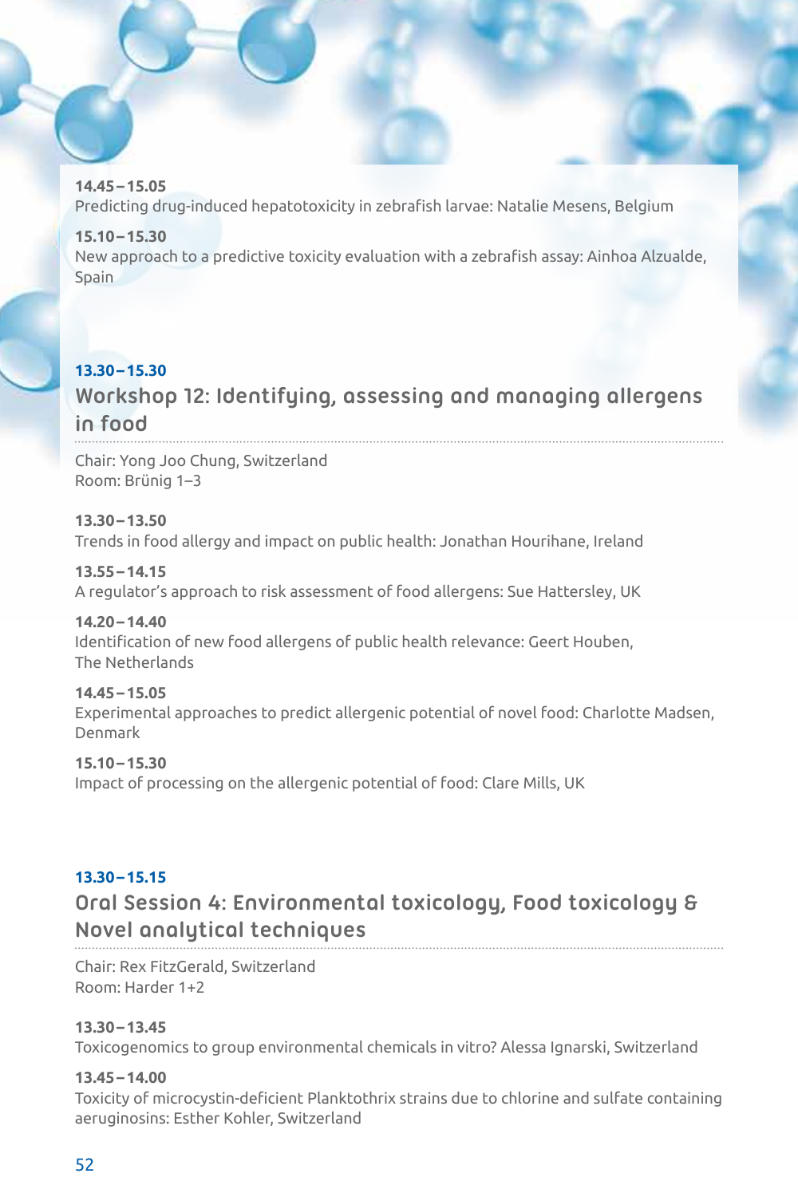**14.45 – 15.05**
Predicting drug-induced hepatotoxicity in zebrafish larvae: Natalie Mesens, Belgium

**15.10 – 15.30**
New approach to a predictive toxicity evaluation with a zebrafish assay: Ainhoa Alzualde, Spain

**13.30 – 15.30**

## Workshop 12: Identifying, assessing and managing allergens in food

Chair: Yong Joo Chung, Switzerland
Room: Brünig 1–3

**13.30 – 13.50**
Trends in food allergy and impact on public health: Jonathan Hourihane, Ireland

**13.55 – 14.15**
A regulator's approach to risk assessment of food allergens: Sue Hattersley, UK

**14.20 – 14.40**
Identification of new food allergens of public health relevance: Geert Houben, The Netherlands

**14.45 – 15.05**
Experimental approaches to predict allergenic potential of novel food: Charlotte Madsen, Denmark

**15.10 – 15.30**
Impact of processing on the allergenic potential of food: Clare Mills, UK

**13.30 – 15.15**

## Oral Session 4: Environmental toxicology, Food toxicology & Novel analytical techniques

Chair: Rex FitzGerald, Switzerland
Room: Harder 1+2

**13.30 – 13.45**
Toxicogenomics to group environmental chemicals in vitro? Alessa Ignarski, Switzerland

**13.45 – 14.00**
Toxicity of microcystin-deficient Planktothrix strains due to chlorine and sulfate containing aeruginosins: Esther Kohler, Switzerland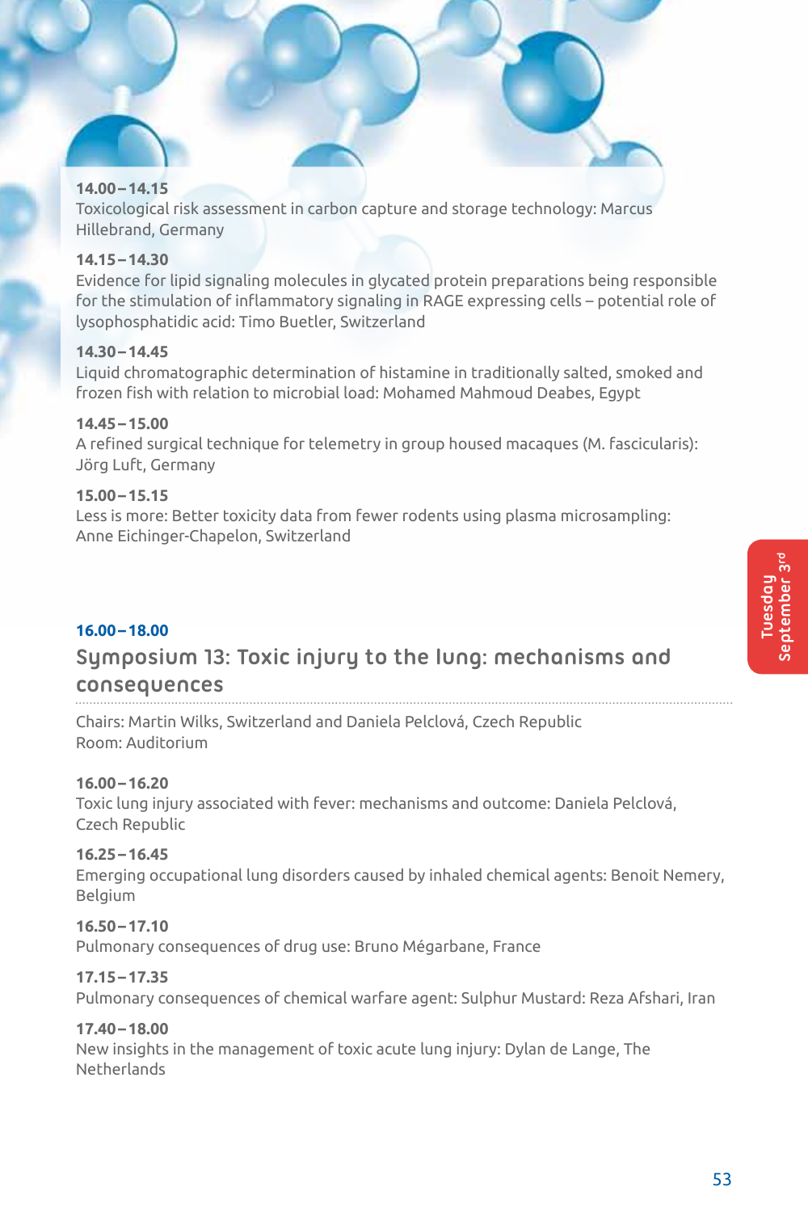**14.00 – 14.15**
Toxicological risk assessment in carbon capture and storage technology: Marcus Hillebrand, Germany

**14.15 – 14.30**
Evidence for lipid signaling molecules in glycated protein preparations being responsible for the stimulation of inflammatory signaling in RAGE expressing cells – potential role of lysophosphatidic acid: Timo Buetler, Switzerland

**14.30 – 14.45**
Liquid chromatographic determination of histamine in traditionally salted, smoked and frozen fish with relation to microbial load: Mohamed Mahmoud Deabes, Egypt

**14.45 – 15.00**
A refined surgical technique for telemetry in group housed macaques (M. fascicularis): Jörg Luft, Germany

**15.00 – 15.15**
Less is more: Better toxicity data from fewer rodents using plasma microsampling: Anne Eichinger-Chapelon, Switzerland

**16.00 – 18.00**

## Symposium 13: Toxic injury to the lung: mechanisms and consequences

Chairs: Martin Wilks, Switzerland and Daniela Pelclová, Czech Republic
Room: Auditorium

**16.00 – 16.20**
Toxic lung injury associated with fever: mechanisms and outcome: Daniela Pelclová, Czech Republic

**16.25 – 16.45**
Emerging occupational lung disorders caused by inhaled chemical agents: Benoit Nemery, Belgium

**16.50 – 17.10**
Pulmonary consequences of drug use: Bruno Mégarbane, France

**17.15 – 17.35**
Pulmonary consequences of chemical warfare agent: Sulphur Mustard: Reza Afshari, Iran

**17.40 – 18.00**
New insights in the management of toxic acute lung injury: Dylan de Lange, The Netherlands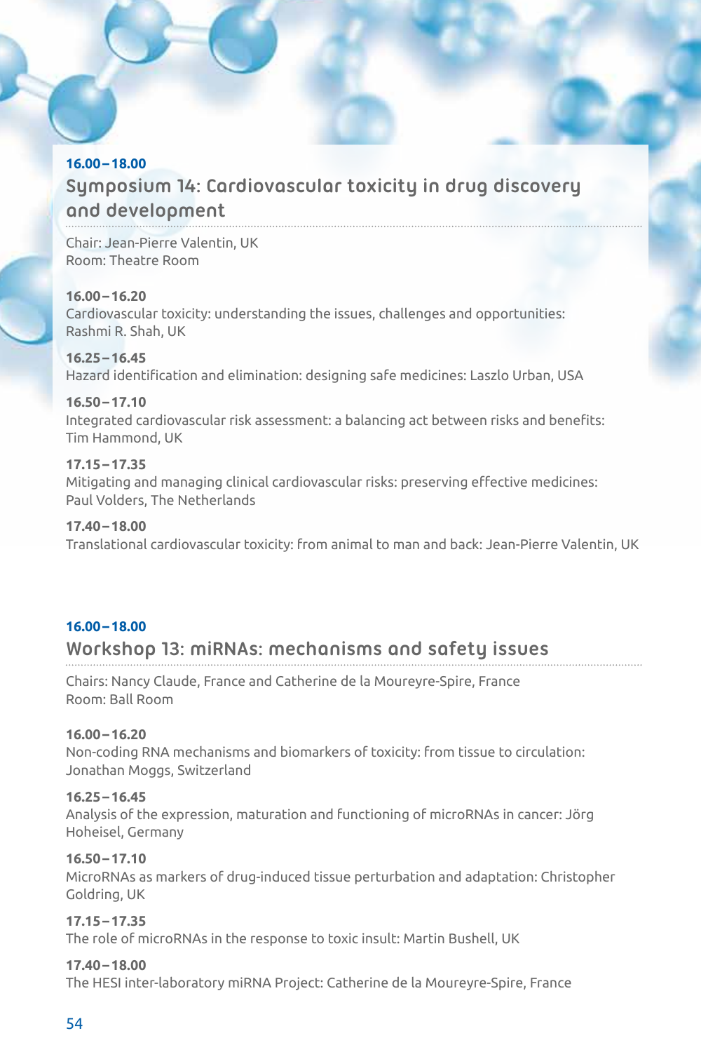**16.00 – 18.00**

## Symposium 14: Cardiovascular toxicity in drug discovery and development

Chair: Jean-Pierre Valentin, UK
Room: Theatre Room

**16.00 – 16.20**
Cardiovascular toxicity: understanding the issues, challenges and opportunities: Rashmi R. Shah, UK

**16.25 – 16.45**
Hazard identification and elimination: designing safe medicines: Laszlo Urban, USA

**16.50 – 17.10**
Integrated cardiovascular risk assessment: a balancing act between risks and benefits: Tim Hammond, UK

**17.15 – 17.35**
Mitigating and managing clinical cardiovascular risks: preserving effective medicines: Paul Volders, The Netherlands

**17.40 – 18.00**
Translational cardiovascular toxicity: from animal to man and back: Jean-Pierre Valentin, UK

**16.00 – 18.00**

## Workshop 13: miRNAs: mechanisms and safety issues

Chairs: Nancy Claude, France and Catherine de la Moureyre-Spire, France
Room: Ball Room

**16.00 – 16.20**
Non-coding RNA mechanisms and biomarkers of toxicity: from tissue to circulation: Jonathan Moggs, Switzerland

**16.25 – 16.45**
Analysis of the expression, maturation and functioning of microRNAs in cancer: Jörg Hoheisel, Germany

**16.50 – 17.10**
MicroRNAs as markers of drug-induced tissue perturbation and adaptation: Christopher Goldring, UK

**17.15 – 17.35**
The role of microRNAs in the response to toxic insult: Martin Bushell, UK

**17.40 – 18.00**
The HESI inter-laboratory miRNA Project: Catherine de la Moureyre-Spire, France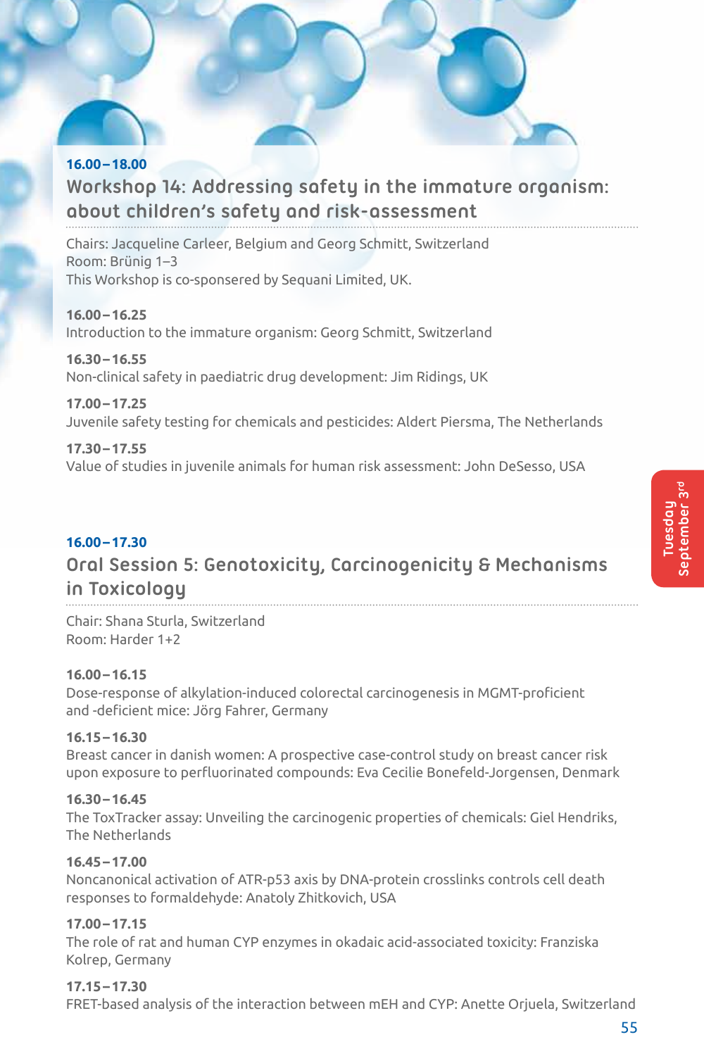**16.00–18.00**

## Workshop 14: Addressing safety in the immature organism: about children's safety and risk-assessment

Chairs: Jacqueline Carleer, Belgium and Georg Schmitt, Switzerland
Room: Brünig 1–3
This Workshop is co-sponsered by Sequani Limited, UK.

**16.00–16.25**
Introduction to the immature organism: Georg Schmitt, Switzerland

**16.30–16.55**
Non-clinical safety in paediatric drug development: Jim Ridings, UK

**17.00–17.25**
Juvenile safety testing for chemicals and pesticides: Aldert Piersma, The Netherlands

**17.30–17.55**
Value of studies in juvenile animals for human risk assessment: John DeSesso, USA

**16.00–17.30**

## Oral Session 5: Genotoxicity, Carcinogenicity & Mechanisms in Toxicology

Chair: Shana Sturla, Switzerland
Room: Harder 1+2

**16.00–16.15**
Dose-response of alkylation-induced colorectal carcinogenesis in MGMT-proficient and -deficient mice: Jörg Fahrer, Germany

**16.15–16.30**
Breast cancer in danish women: A prospective case-control study on breast cancer risk upon exposure to perfluorinated compounds: Eva Cecilie Bonefeld-Jorgensen, Denmark

**16.30–16.45**
The ToxTracker assay: Unveiling the carcinogenic properties of chemicals: Giel Hendriks, The Netherlands

**16.45–17.00**
Noncanonical activation of ATR-p53 axis by DNA-protein crosslinks controls cell death responses to formaldehyde: Anatoly Zhitkovich, USA

**17.00–17.15**
The role of rat and human CYP enzymes in okadaic acid-associated toxicity: Franziska Kolrep, Germany

**17.15–17.30**
FRET-based analysis of the interaction between mEH and CYP: Anette Orjuela, Switzerland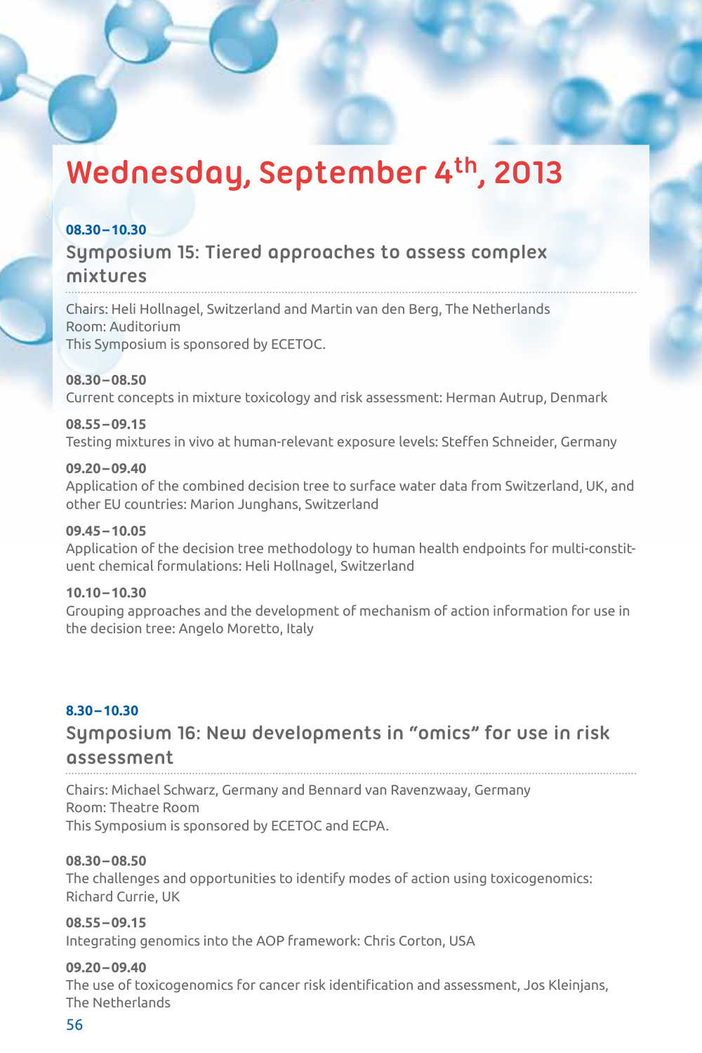# Wednesday, September 4th, 2013

**08.30 – 10.30**

## Symposium 15: Tiered approaches to assess complex mixtures

Chairs: Heli Hollnagel, Switzerland and Martin van den Berg, The Netherlands
Room: Auditorium
This Symposium is sponsored by ECETOC.

**08.30 – 08.50**
Current concepts in mixture toxicology and risk assessment: Herman Autrup, Denmark

**08.55 – 09.15**
Testing mixtures in vivo at human-relevant exposure levels: Steffen Schneider, Germany

**09.20 – 09.40**
Application of the combined decision tree to surface water data from Switzerland, UK, and other EU countries: Marion Junghans, Switzerland

**09.45 – 10.05**
Application of the decision tree methodology to human health endpoints for multi-constituent chemical formulations: Heli Hollnagel, Switzerland

**10.10 – 10.30**
Grouping approaches and the development of mechanism of action information for use in the decision tree: Angelo Moretto, Italy

**8.30 – 10.30**

## Symposium 16: New developments in "omics" for use in risk assessment

Chairs: Michael Schwarz, Germany and Bennard van Ravenzwaay, Germany
Room: Theatre Room
This Symposium is sponsored by ECETOC and ECPA.

**08.30 – 08.50**
The challenges and opportunities to identify modes of action using toxicogenomics: Richard Currie, UK

**08.55 – 09.15**
Integrating genomics into the AOP framework: Chris Corton, USA

**09.20 – 09.40**
The use of toxicogenomics for cancer risk identification and assessment, Jos Kleinjans, The Netherlands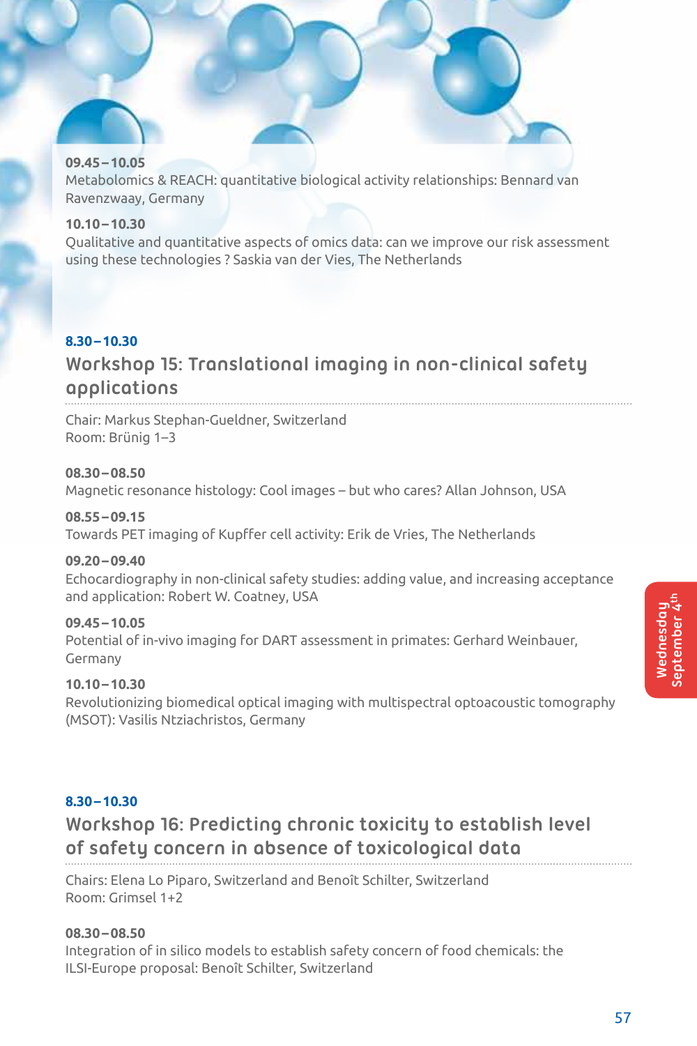**09.45–10.05**
Metabolomics & REACH: quantitative biological activity relationships: Bennard van Ravenzwaay, Germany

**10.10–10.30**
Qualitative and quantitative aspects of omics data: can we improve our risk assessment using these technologies ? Saskia van der Vies, The Netherlands

**8.30–10.30**

## Workshop 15: Translational imaging in non-clinical safety applications

Chair: Markus Stephan-Gueldner, Switzerland
Room: Brünig 1–3

**08.30–08.50**
Magnetic resonance histology: Cool images – but who cares? Allan Johnson, USA

**08.55–09.15**
Towards PET imaging of Kupffer cell activity: Erik de Vries, The Netherlands

**09.20–09.40**
Echocardiography in non-clinical safety studies: adding value, and increasing acceptance and application: Robert W. Coatney, USA

**09.45–10.05**
Potential of in-vivo imaging for DART assessment in primates: Gerhard Weinbauer, Germany

**10.10–10.30**
Revolutionizing biomedical optical imaging with multispectral optoacoustic tomography (MSOT): Vasilis Ntziachristos, Germany

**8.30–10.30**

## Workshop 16: Predicting chronic toxicity to establish level of safety concern in absence of toxicological data

Chairs: Elena Lo Piparo, Switzerland and Benoît Schilter, Switzerland
Room: Grimsel 1+2

**08.30–08.50**
Integration of in silico models to establish safety concern of food chemicals: the ILSI-Europe proposal: Benoît Schilter, Switzerland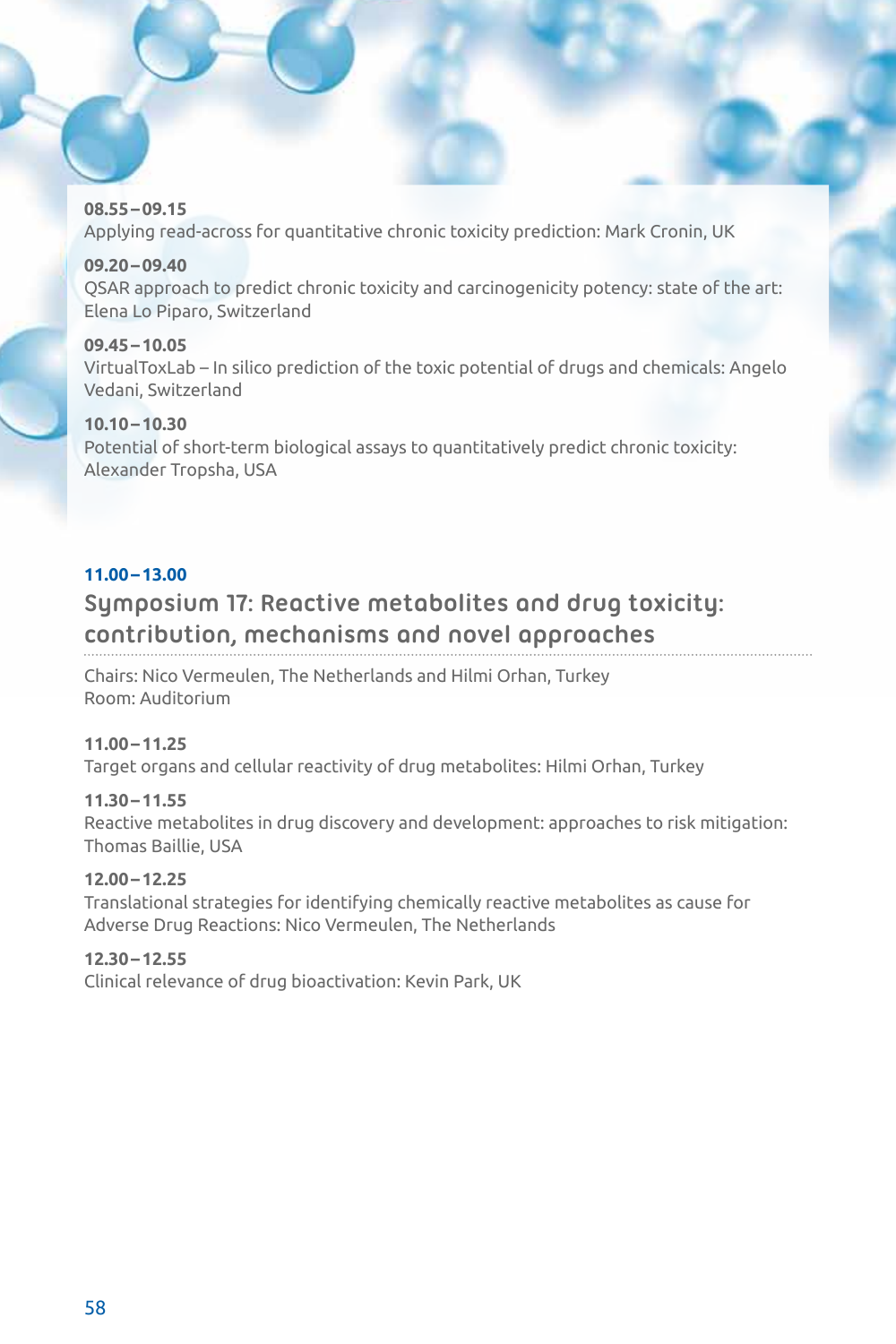**08.55 – 09.15**
Applying read-across for quantitative chronic toxicity prediction: Mark Cronin, UK

**09.20 – 09.40**
QSAR approach to predict chronic toxicity and carcinogenicity potency: state of the art: Elena Lo Piparo, Switzerland

**09.45 – 10.05**
VirtualToxLab – In silico prediction of the toxic potential of drugs and chemicals: Angelo Vedani, Switzerland

**10.10 – 10.30**
Potential of short-term biological assays to quantitatively predict chronic toxicity: Alexander Tropsha, USA

**11.00 – 13.00**

## Symposium 17: Reactive metabolites and drug toxicity: contribution, mechanisms and novel approaches

Chairs: Nico Vermeulen, The Netherlands and Hilmi Orhan, Turkey
Room: Auditorium

**11.00 – 11.25**
Target organs and cellular reactivity of drug metabolites: Hilmi Orhan, Turkey

**11.30 – 11.55**
Reactive metabolites in drug discovery and development: approaches to risk mitigation: Thomas Baillie, USA

**12.00 – 12.25**
Translational strategies for identifying chemically reactive metabolites as cause for Adverse Drug Reactions: Nico Vermeulen, The Netherlands

**12.30 – 12.55**
Clinical relevance of drug bioactivation: Kevin Park, UK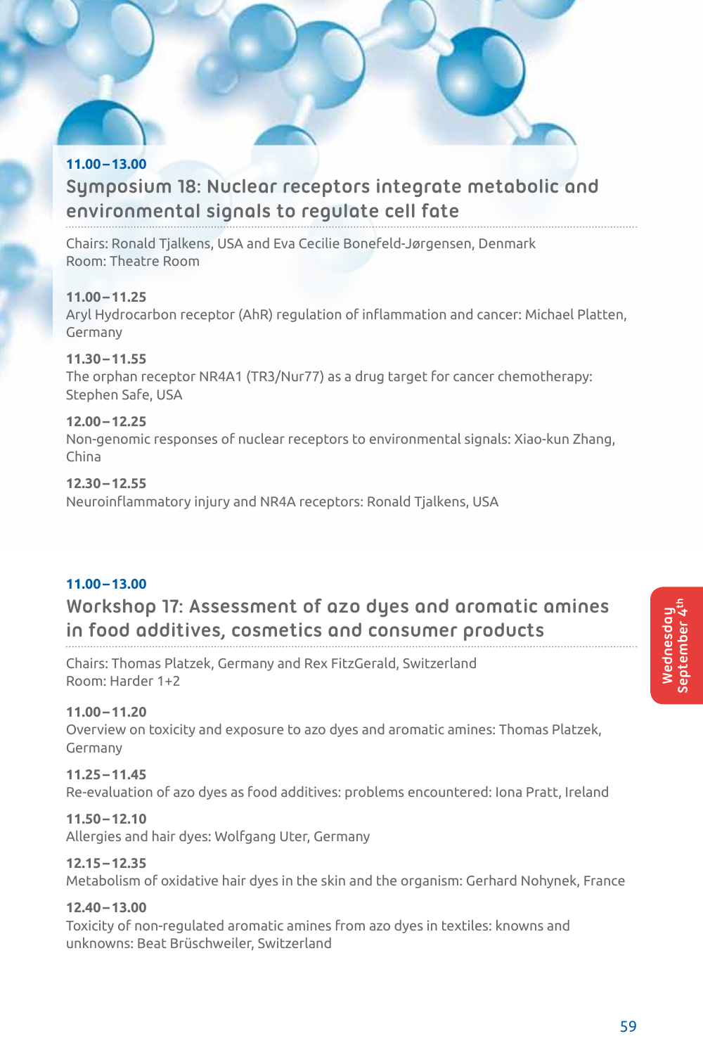**11.00–13.00**

## Symposium 18: Nuclear receptors integrate metabolic and environmental signals to regulate cell fate

Chairs: Ronald Tjalkens, USA and Eva Cecilie Bonefeld-Jørgensen, Denmark
Room: Theatre Room

**11.00–11.25**
Aryl Hydrocarbon receptor (AhR) regulation of inflammation and cancer: Michael Platten, Germany

**11.30–11.55**
The orphan receptor NR4A1 (TR3/Nur77) as a drug target for cancer chemotherapy: Stephen Safe, USA

**12.00–12.25**
Non-genomic responses of nuclear receptors to environmental signals: Xiao-kun Zhang, China

**12.30–12.55**
Neuroinflammatory injury and NR4A receptors: Ronald Tjalkens, USA

**11.00–13.00**

## Workshop 17: Assessment of azo dyes and aromatic amines in food additives, cosmetics and consumer products

Chairs: Thomas Platzek, Germany and Rex FitzGerald, Switzerland
Room: Harder 1+2

**11.00–11.20**
Overview on toxicity and exposure to azo dyes and aromatic amines: Thomas Platzek, Germany

**11.25–11.45**
Re-evaluation of azo dyes as food additives: problems encountered: Iona Pratt, Ireland

**11.50–12.10**
Allergies and hair dyes: Wolfgang Uter, Germany

**12.15–12.35**
Metabolism of oxidative hair dyes in the skin and the organism: Gerhard Nohynek, France

**12.40–13.00**
Toxicity of non-regulated aromatic amines from azo dyes in textiles: knowns and unknowns: Beat Brüschweiler, Switzerland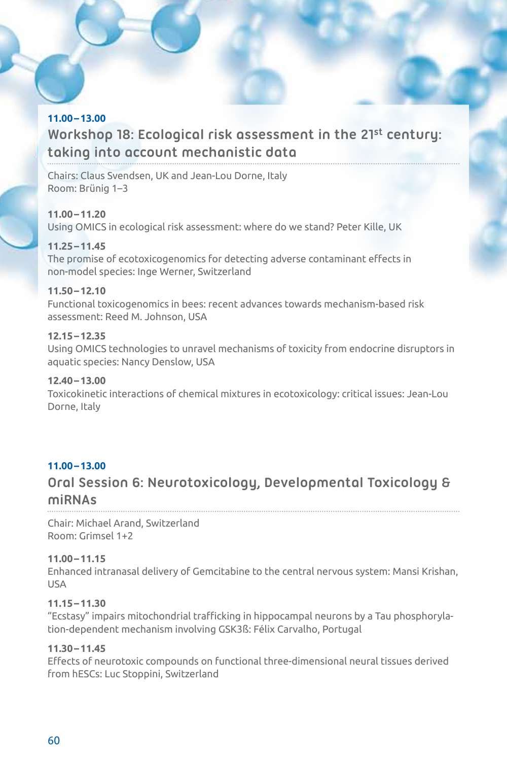**11.00–13.00**

## Workshop 18: Ecological risk assessment in the 21$^{st}$ century: taking into account mechanistic data

Chairs: Claus Svendsen, UK and Jean-Lou Dorne, Italy
Room: Brünig 1–3

**11.00–11.20**
Using OMICS in ecological risk assessment: where do we stand? Peter Kille, UK

**11.25–11.45**
The promise of ecotoxicogenomics for detecting adverse contaminant effects in non-model species: Inge Werner, Switzerland

**11.50–12.10**
Functional toxicogenomics in bees: recent advances towards mechanism-based risk assessment: Reed M. Johnson, USA

**12.15–12.35**
Using OMICS technologies to unravel mechanisms of toxicity from endocrine disruptors in aquatic species: Nancy Denslow, USA

**12.40–13.00**
Toxicokinetic interactions of chemical mixtures in ecotoxicology: critical issues: Jean-Lou Dorne, Italy

**11.00–13.00**

## Oral Session 6: Neurotoxicology, Developmental Toxicology & miRNAs

Chair: Michael Arand, Switzerland
Room: Grimsel 1+2

**11.00–11.15**
Enhanced intranasal delivery of Gemcitabine to the central nervous system: Mansi Krishan, USA

**11.15–11.30**
"Ecstasy" impairs mitochondrial trafficking in hippocampal neurons by a Tau phosphorylation-dependent mechanism involving GSK3ß: Félix Carvalho, Portugal

**11.30–11.45**
Effects of neurotoxic compounds on functional three-dimensional neural tissues derived from hESCs: Luc Stoppini, Switzerland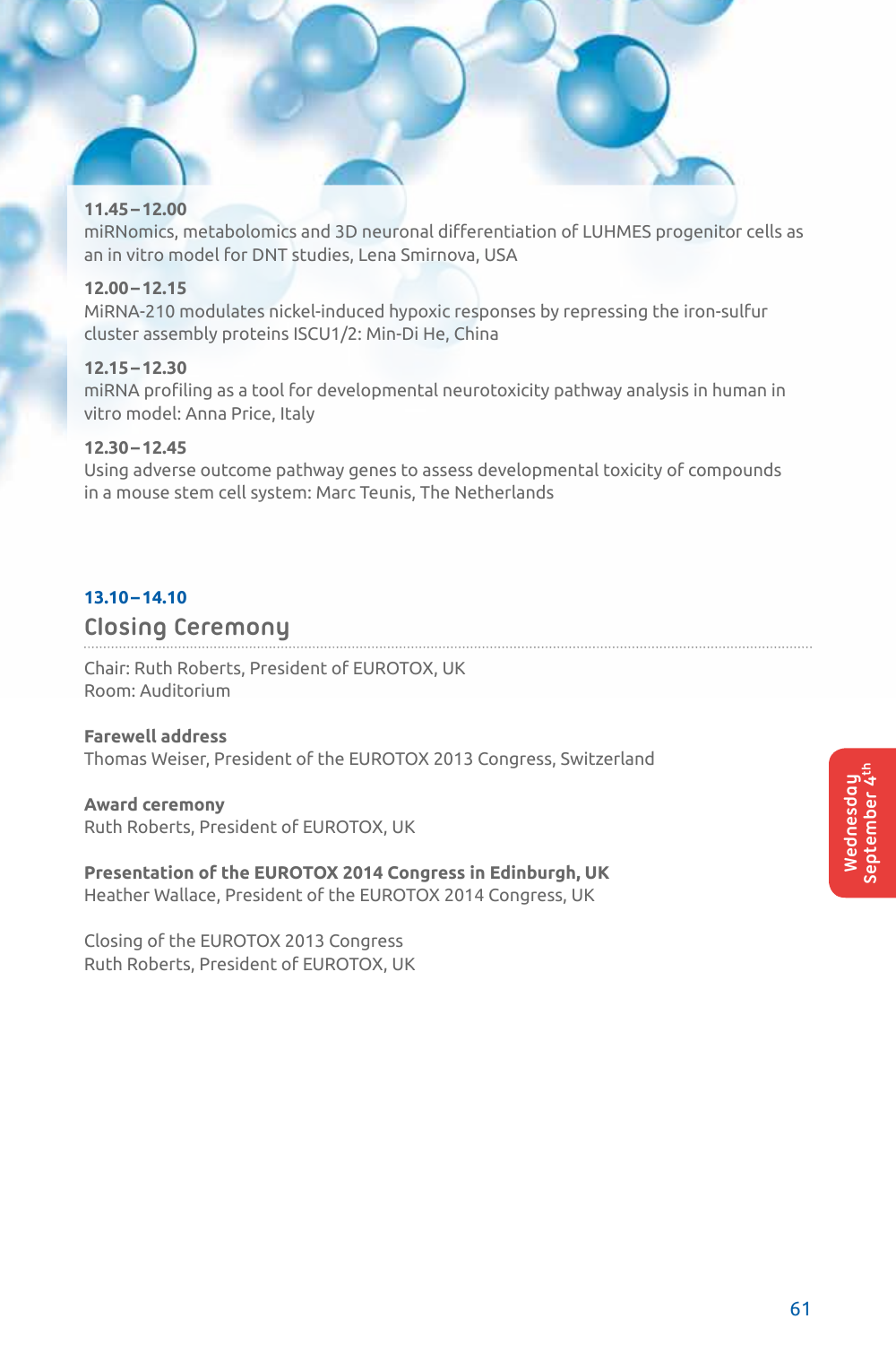**11.45–12.00**
miRNomics, metabolomics and 3D neuronal differentiation of LUHMES progenitor cells as an in vitro model for DNT studies, Lena Smirnova, USA

**12.00–12.15**
MiRNA-210 modulates nickel-induced hypoxic responses by repressing the iron-sulfur cluster assembly proteins ISCU1/2: Min-Di He, China

**12.15–12.30**
miRNA profiling as a tool for developmental neurotoxicity pathway analysis in human in vitro model: Anna Price, Italy

**12.30–12.45**
Using adverse outcome pathway genes to assess developmental toxicity of compounds in a mouse stem cell system: Marc Teunis, The Netherlands

**13.10–14.10**

## Closing Ceremony

Chair: Ruth Roberts, President of EUROTOX, UK
Room: Auditorium

**Farewell address**
Thomas Weiser, President of the EUROTOX 2013 Congress, Switzerland

**Award ceremony**
Ruth Roberts, President of EUROTOX, UK

**Presentation of the EUROTOX 2014 Congress in Edinburgh, UK**
Heather Wallace, President of the EUROTOX 2014 Congress, UK

Closing of the EUROTOX 2013 Congress
Ruth Roberts, President of EUROTOX, UK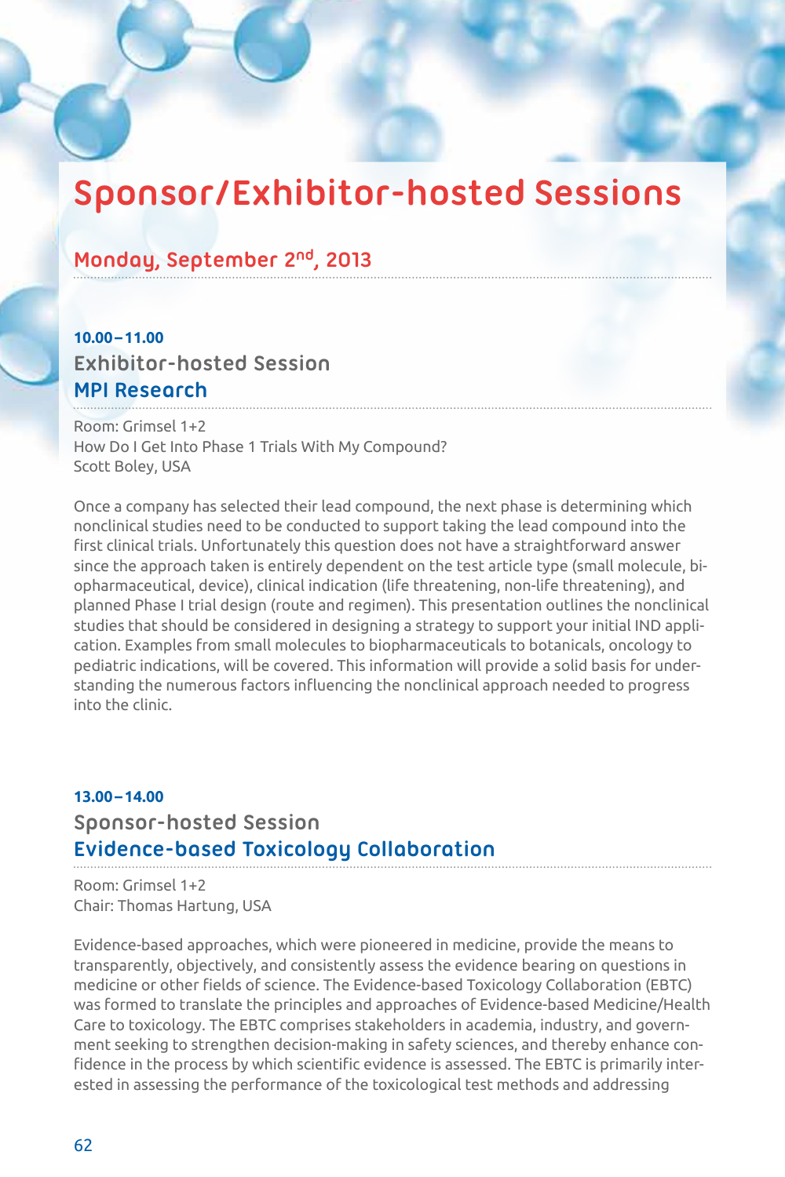# Sponsor/Exhibitor-hosted Sessions

## Monday, September 2nd, 2013

**10.00–11.00**

### Exhibitor-hosted Session
### MPI Research

Room: Grimsel 1+2
How Do I Get Into Phase 1 Trials With My Compound?
Scott Boley, USA

Once a company has selected their lead compound, the next phase is determining which nonclinical studies need to be conducted to support taking the lead compound into the first clinical trials. Unfortunately this question does not have a straightforward answer since the approach taken is entirely dependent on the test article type (small molecule, biopharmaceutical, device), clinical indication (life threatening, non-life threatening), and planned Phase I trial design (route and regimen). This presentation outlines the nonclinical studies that should be considered in designing a strategy to support your initial IND application. Examples from small molecules to biopharmaceuticals to botanicals, oncology to pediatric indications, will be covered. This information will provide a solid basis for understanding the numerous factors influencing the nonclinical approach needed to progress into the clinic.

**13.00–14.00**

### Sponsor-hosted Session
### Evidence-based Toxicology Collaboration

Room: Grimsel 1+2
Chair: Thomas Hartung, USA

Evidence-based approaches, which were pioneered in medicine, provide the means to transparently, objectively, and consistently assess the evidence bearing on questions in medicine or other fields of science. The Evidence-based Toxicology Collaboration (EBTC) was formed to translate the principles and approaches of Evidence-based Medicine/Health Care to toxicology. The EBTC comprises stakeholders in academia, industry, and government seeking to strengthen decision-making in safety sciences, and thereby enhance confidence in the process by which scientific evidence is assessed. The EBTC is primarily interested in assessing the performance of the toxicological test methods and addressing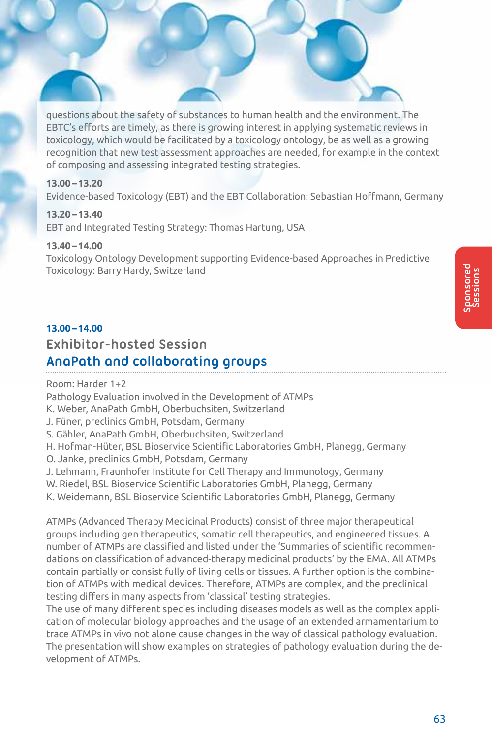questions about the safety of substances to human health and the environment. The EBTC's efforts are timely, as there is growing interest in applying systematic reviews in toxicology, which would be facilitated by a toxicology ontology, be as well as a growing recognition that new test assessment approaches are needed, for example in the context of composing and assessing integrated testing strategies.

**13.00 – 13.20**
Evidence-based Toxicology (EBT) and the EBT Collaboration: Sebastian Hoffmann, Germany

**13.20 – 13.40**
EBT and Integrated Testing Strategy: Thomas Hartung, USA

**13.40 – 14.00**
Toxicology Ontology Development supporting Evidence-based Approaches in Predictive Toxicology: Barry Hardy, Switzerland

**13.00 – 14.00**

## Exhibitor-hosted Session

## AnaPath and collaborating groups

Room: Harder 1+2
Pathology Evaluation involved in the Development of ATMPs
K. Weber, AnaPath GmbH, Oberbuchsiten, Switzerland
J. Füner, preclinics GmbH, Potsdam, Germany
S. Gähler, AnaPath GmbH, Oberbuchsiten, Switzerland
H. Hofman-Hüter, BSL Bioservice Scientific Laboratories GmbH, Planegg, Germany
O. Janke, preclinics GmbH, Potsdam, Germany
J. Lehmann, Fraunhofer Institute for Cell Therapy and Immunology, Germany
W. Riedel, BSL Bioservice Scientific Laboratories GmbH, Planegg, Germany
K. Weidemann, BSL Bioservice Scientific Laboratories GmbH, Planegg, Germany

ATMPs (Advanced Therapy Medicinal Products) consist of three major therapeutical groups including gen therapeutics, somatic cell therapeutics, and engineered tissues. A number of ATMPs are classified and listed under the 'Summaries of scientific recommendations on classification of advanced-therapy medicinal products' by the EMA. All ATMPs contain partially or consist fully of living cells or tissues. A further option is the combination of ATMPs with medical devices. Therefore, ATMPs are complex, and the preclinical testing differs in many aspects from 'classical' testing strategies.
The use of many different species including diseases models as well as the complex application of molecular biology approaches and the usage of an extended armamentarium to trace ATMPs in vivo not alone cause changes in the way of classical pathology evaluation. The presentation will show examples on strategies of pathology evaluation during the development of ATMPs.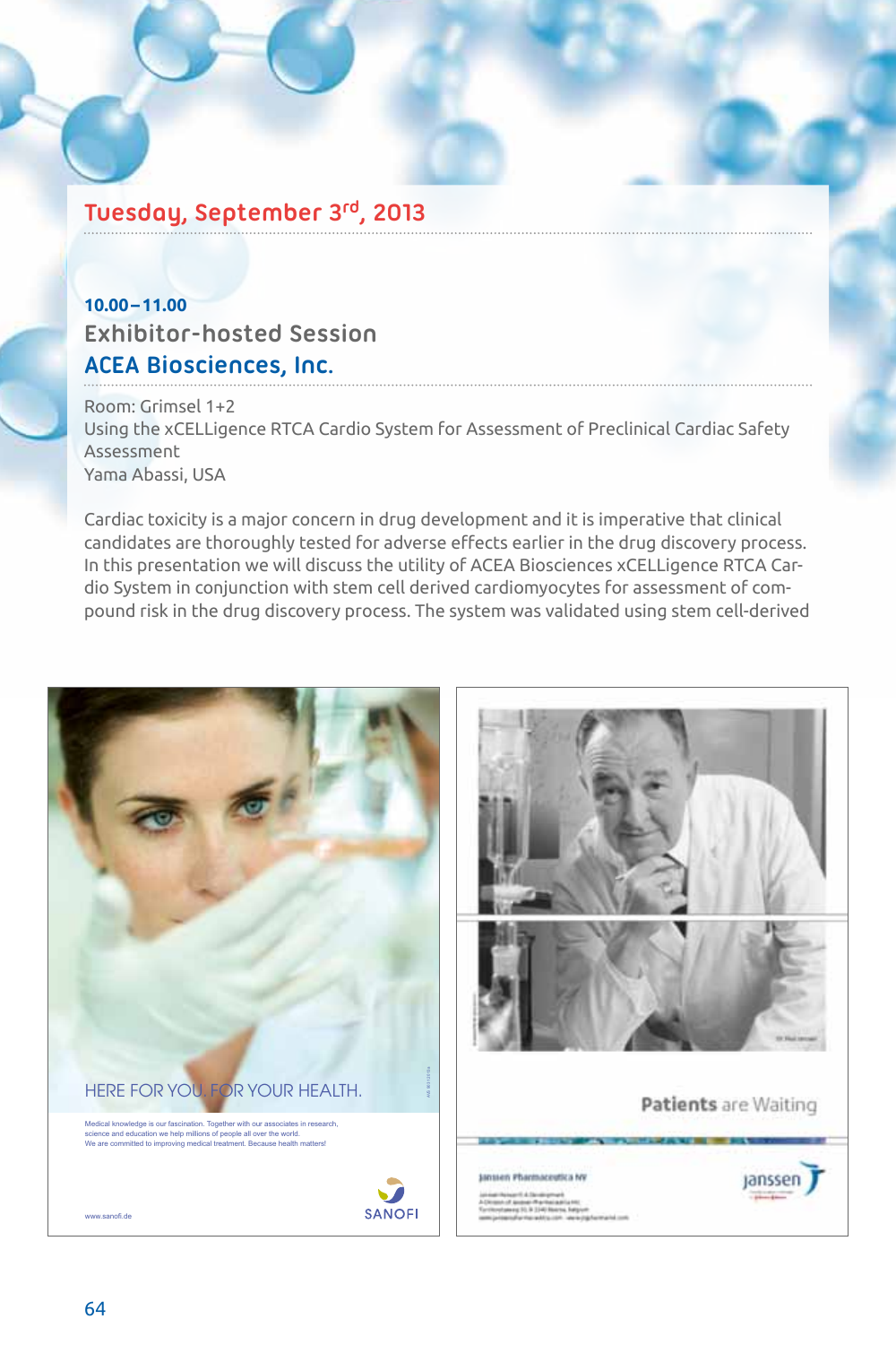## Tuesday, September 3rd, 2013

**10.00 – 11.00**

### Exhibitor-hosted Session
### ACEA Biosciences, Inc.

Room: Grimsel 1+2
Using the xCELLigence RTCA Cardio System for Assessment of Preclinical Cardiac Safety Assessment
Yama Abassi, USA

Cardiac toxicity is a major concern in drug development and it is imperative that clinical candidates are thoroughly tested for adverse effects earlier in the drug discovery process. In this presentation we will discuss the utility of ACEA Biosciences xCELLigence RTCA Cardio System in conjunction with stem cell derived cardiomyocytes for assessment of compound risk in the drug discovery process. The system was validated using stem cell-derived

HERE FOR YOU. FOR YOUR HEALTH.

Medical knowledge is our fascination. Together with our associates in research, science and education we help millions of people all over the world.
We are committed to improving medical treatment. Because health matters!

www.sanofi.de

SANOFI

Patients are Waiting

janssen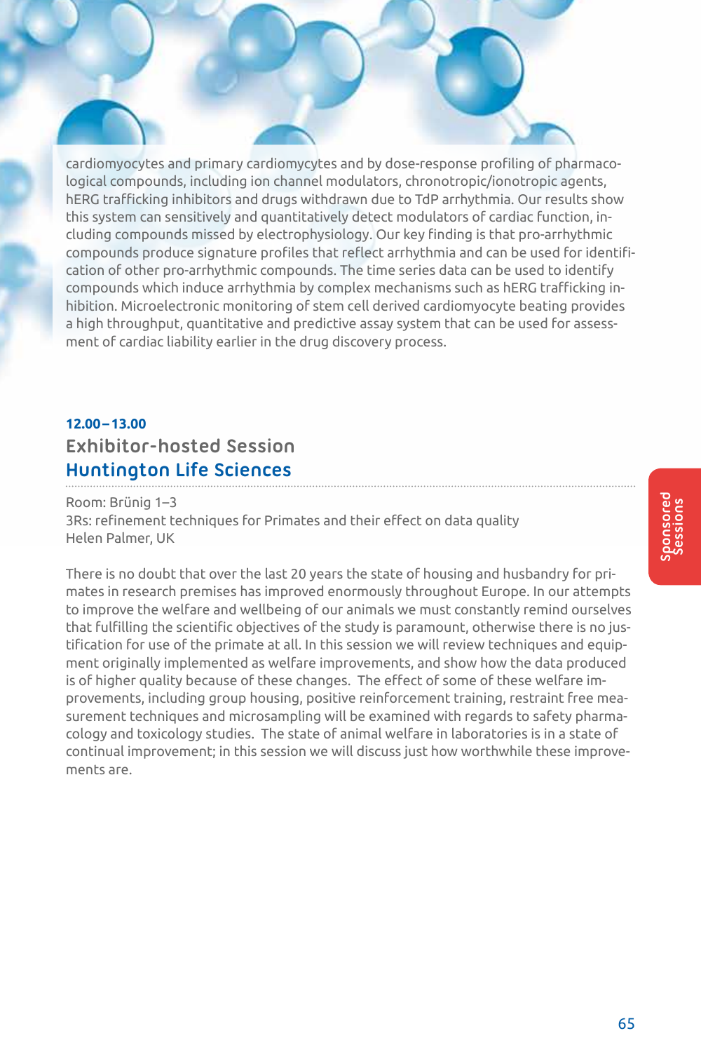cardiomyocytes and primary cardiomycytes and by dose-response profiling of pharmacological compounds, including ion channel modulators, chronotropic/ionotropic agents, hERG trafficking inhibitors and drugs withdrawn due to TdP arrhythmia. Our results show this system can sensitively and quantitatively detect modulators of cardiac function, including compounds missed by electrophysiology. Our key finding is that pro-arrhythmic compounds produce signature profiles that reflect arrhythmia and can be used for identification of other pro-arrhythmic compounds. The time series data can be used to identify compounds which induce arrhythmia by complex mechanisms such as hERG trafficking inhibition. Microelectronic monitoring of stem cell derived cardiomyocyte beating provides a high throughput, quantitative and predictive assay system that can be used for assessment of cardiac liability earlier in the drug discovery process.

**12.00 – 13.00**

## Exhibitor-hosted Session
## Huntington Life Sciences

Room: Brünig 1–3
3Rs: refinement techniques for Primates and their effect on data quality
Helen Palmer, UK

There is no doubt that over the last 20 years the state of housing and husbandry for primates in research premises has improved enormously throughout Europe. In our attempts to improve the welfare and wellbeing of our animals we must constantly remind ourselves that fulfilling the scientific objectives of the study is paramount, otherwise there is no justification for use of the primate at all. In this session we will review techniques and equipment originally implemented as welfare improvements, and show how the data produced is of higher quality because of these changes. The effect of some of these welfare improvements, including group housing, positive reinforcement training, restraint free measurement techniques and microsampling will be examined with regards to safety pharmacology and toxicology studies. The state of animal welfare in laboratories is in a state of continual improvement; in this session we will discuss just how worthwhile these improvements are.